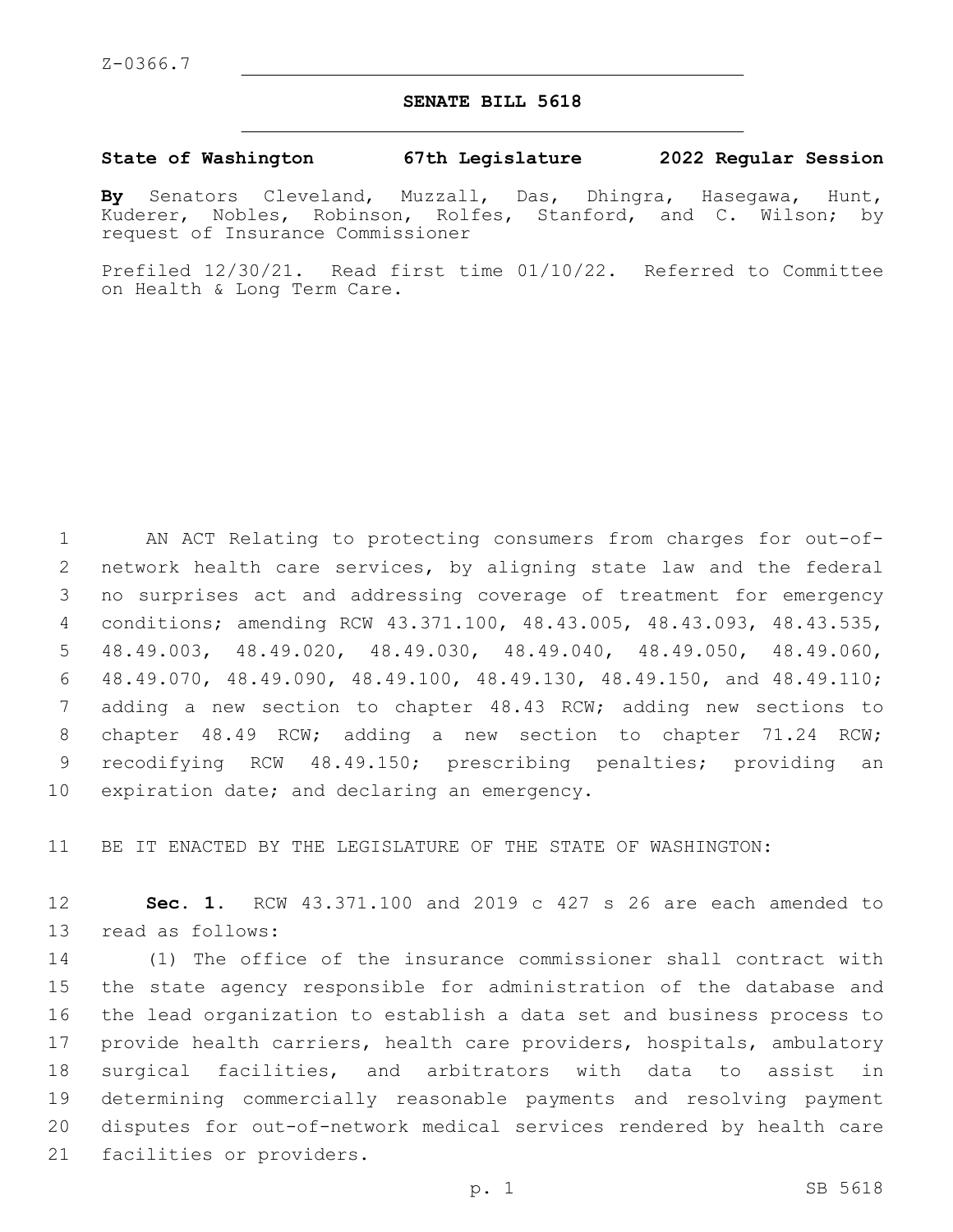Z-0366.7

# SENATE BILL 5618

**State of Washington 67th Legislature 2022 Regular Session**

**By** Senators Cleveland, Muzzall, Das, Dhingra, Hasegawa, Hunt, Kuderer, Nobles, Robinson, Rolfes, Stanford, and C. Wilson; by request of Insurance Commissioner

Prefiled 12/30/21. Read first time 01/10/22. Referred to Committee on Health & Long Term Care.

AN ACT Relating to protecting consumers from charges for out-of-network health care services, by aligning state law and the federal no surprises act and addressing coverage of treatment for emergency conditions; amending RCW 43.371.100, 48.43.005, 48.43.093, 48.43.535, 48.49.003, 48.49.020, 48.49.030, 48.49.040, 48.49.050, 48.49.060, 48.49.070, 48.49.090, 48.49.100, 48.49.130, 48.49.150, and 48.49.110; adding a new section to chapter 48.43 RCW; adding new sections to chapter 48.49 RCW; adding a new section to chapter 71.24 RCW; recodifying RCW 48.49.150; prescribing penalties; providing an expiration date; and declaring an emergency.

BE IT ENACTED BY THE LEGISLATURE OF THE STATE OF WASHINGTON:

**Sec. 1.** RCW 43.371.100 and 2019 c 427 s 26 are each amended to read as follows:

(1) The office of the insurance commissioner shall contract with the state agency responsible for administration of the database and the lead organization to establish a data set and business process to provide health carriers, health care providers, hospitals, ambulatory surgical facilities, and arbitrators with data to assist in determining commercially reasonable payments and resolving payment disputes for out-of-network medical services rendered by health care facilities or providers.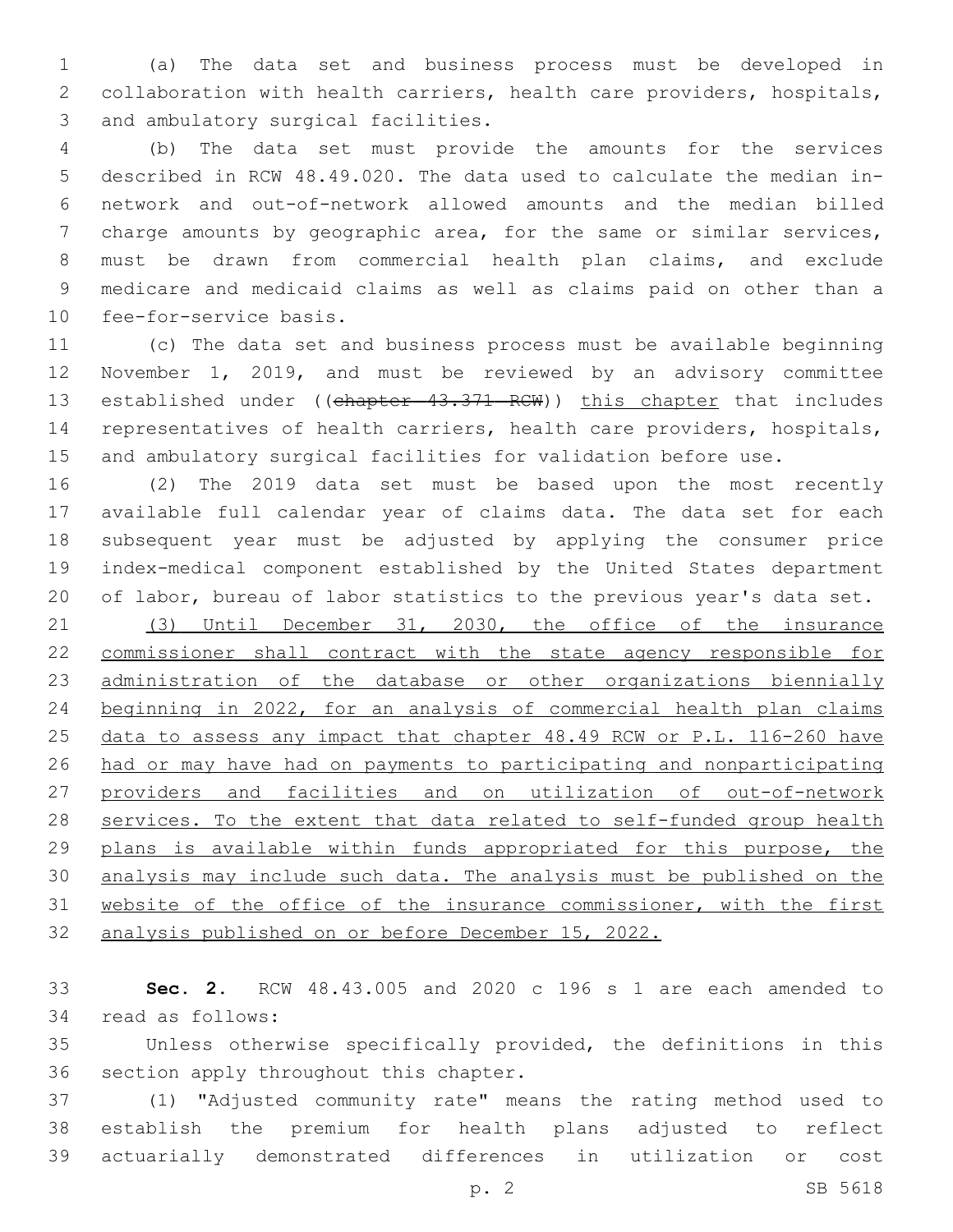(a) The data set and business process must be developed in collaboration with health carriers, health care providers, hospitals, and ambulatory surgical facilities.

(b) The data set must provide the amounts for the services described in RCW 48.49.020. The data used to calculate the median in-network and out-of-network allowed amounts and the median billed charge amounts by geographic area, for the same or similar services, must be drawn from commercial health plan claims, and exclude medicare and medicaid claims as well as claims paid on other than a fee-for-service basis.

(c) The data set and business process must be available beginning November 1, 2019, and must be reviewed by an advisory committee established under ((~~chapter 43.371 RCW~~)) this chapter that includes representatives of health carriers, health care providers, hospitals, and ambulatory surgical facilities for validation before use.

(2) The 2019 data set must be based upon the most recently available full calendar year of claims data. The data set for each subsequent year must be adjusted by applying the consumer price index-medical component established by the United States department of labor, bureau of labor statistics to the previous year's data set.

(3) Until December 31, 2030, the office of the insurance commissioner shall contract with the state agency responsible for administration of the database or other organizations biennially beginning in 2022, for an analysis of commercial health plan claims data to assess any impact that chapter 48.49 RCW or P.L. 116-260 have had or may have had on payments to participating and nonparticipating providers and facilities and on utilization of out-of-network services. To the extent that data related to self-funded group health plans is available within funds appropriated for this purpose, the analysis may include such data. The analysis must be published on the website of the office of the insurance commissioner, with the first analysis published on or before December 15, 2022.

**Sec. 2.** RCW 48.43.005 and 2020 c 196 s 1 are each amended to read as follows:

Unless otherwise specifically provided, the definitions in this section apply throughout this chapter.

(1) "Adjusted community rate" means the rating method used to establish the premium for health plans adjusted to reflect actuarially demonstrated differences in utilization or cost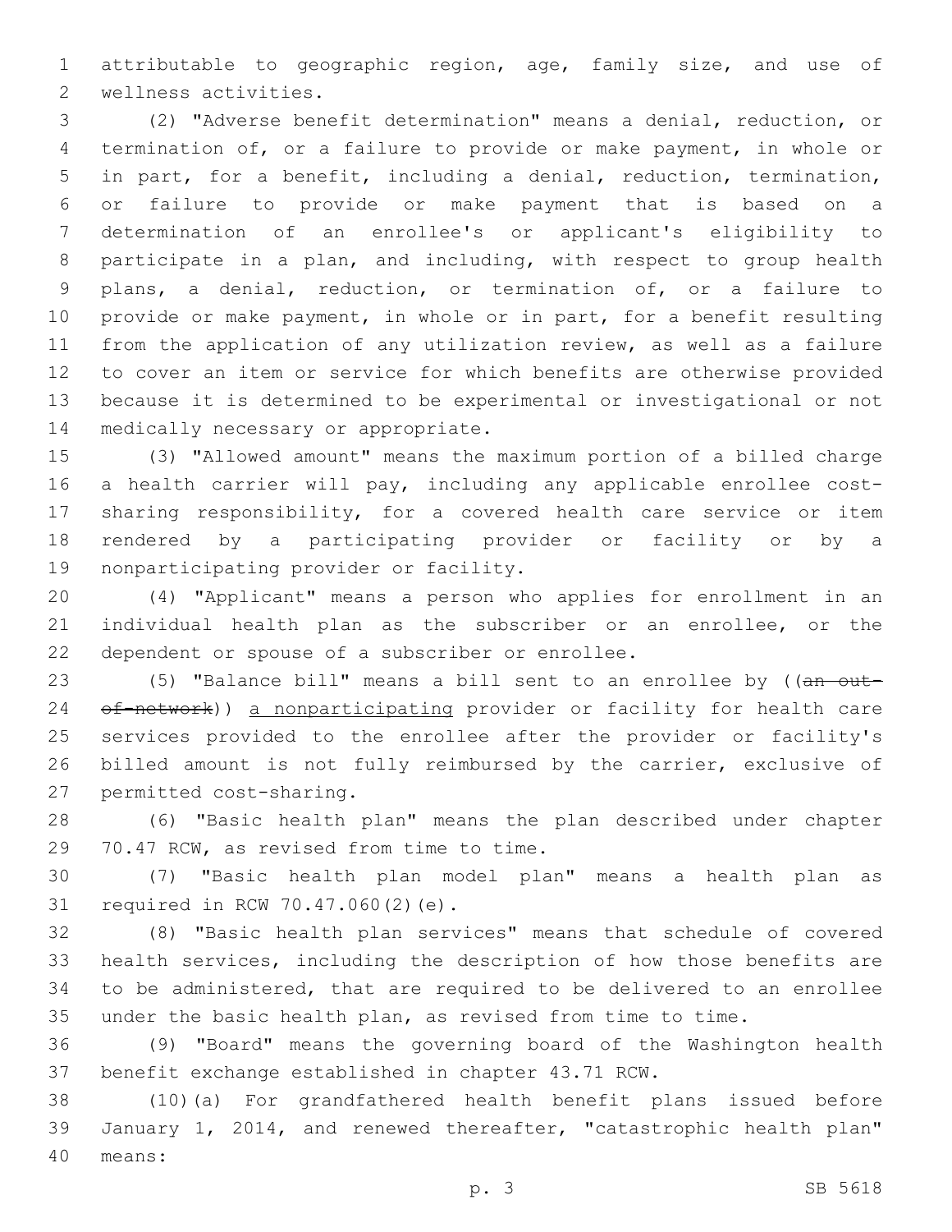attributable to geographic region, age, family size, and use of wellness activities.

(2) "Adverse benefit determination" means a denial, reduction, or termination of, or a failure to provide or make payment, in whole or in part, for a benefit, including a denial, reduction, termination, or failure to provide or make payment that is based on a determination of an enrollee's or applicant's eligibility to participate in a plan, and including, with respect to group health plans, a denial, reduction, or termination of, or a failure to provide or make payment, in whole or in part, for a benefit resulting from the application of any utilization review, as well as a failure to cover an item or service for which benefits are otherwise provided because it is determined to be experimental or investigational or not medically necessary or appropriate.

(3) "Allowed amount" means the maximum portion of a billed charge a health carrier will pay, including any applicable enrollee cost-sharing responsibility, for a covered health care service or item rendered by a participating provider or facility or by a nonparticipating provider or facility.

(4) "Applicant" means a person who applies for enrollment in an individual health plan as the subscriber or an enrollee, or the dependent or spouse of a subscriber or enrollee.

(5) "Balance bill" means a bill sent to an enrollee by ((~~an out-of-network~~)) <u>a nonparticipating</u> provider or facility for health care services provided to the enrollee after the provider or facility's billed amount is not fully reimbursed by the carrier, exclusive of permitted cost-sharing.

(6) "Basic health plan" means the plan described under chapter 70.47 RCW, as revised from time to time.

(7) "Basic health plan model plan" means a health plan as required in RCW 70.47.060(2)(e).

(8) "Basic health plan services" means that schedule of covered health services, including the description of how those benefits are to be administered, that are required to be delivered to an enrollee under the basic health plan, as revised from time to time.

(9) "Board" means the governing board of the Washington health benefit exchange established in chapter 43.71 RCW.

(10)(a) For grandfathered health benefit plans issued before January 1, 2014, and renewed thereafter, "catastrophic health plan" means: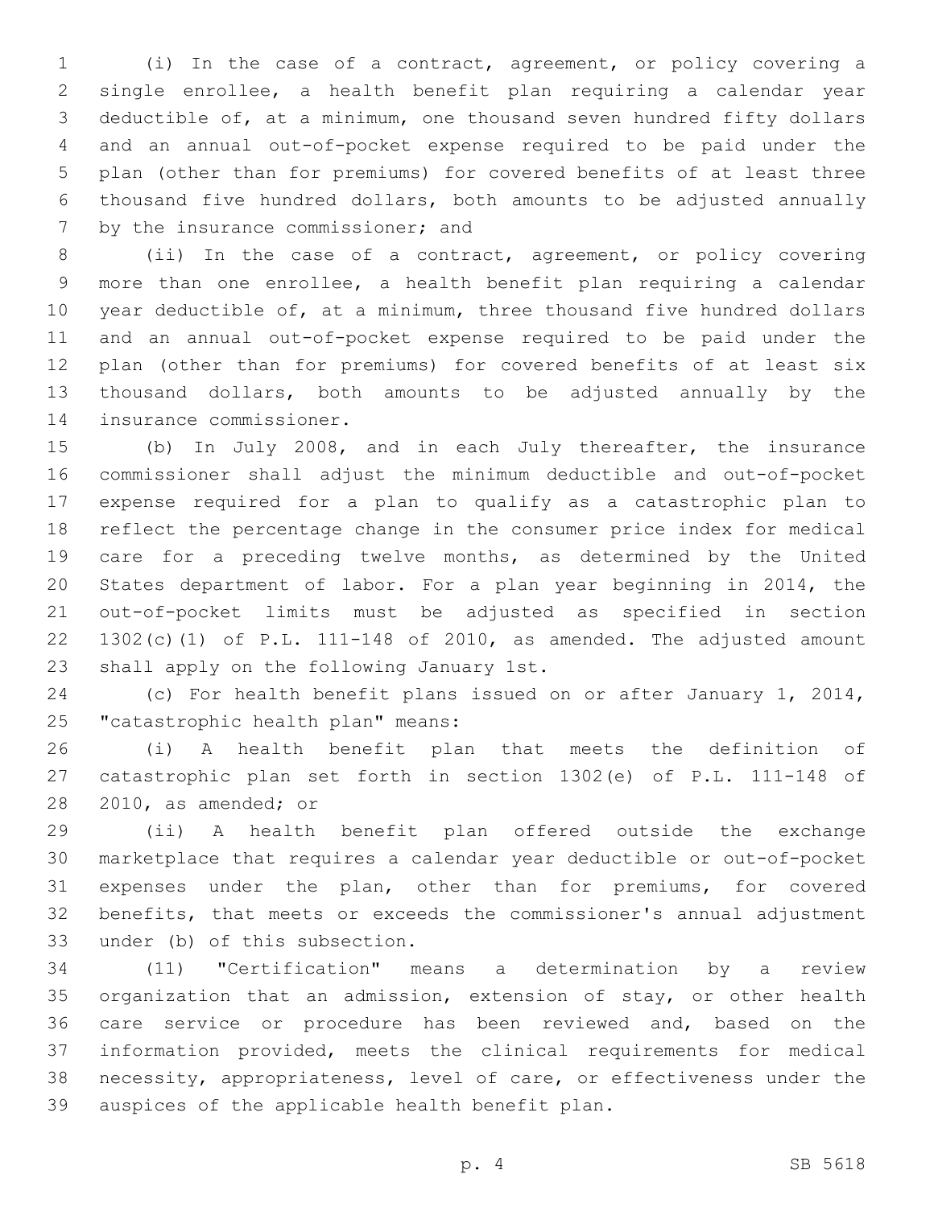(i) In the case of a contract, agreement, or policy covering a single enrollee, a health benefit plan requiring a calendar year deductible of, at a minimum, one thousand seven hundred fifty dollars and an annual out-of-pocket expense required to be paid under the plan (other than for premiums) for covered benefits of at least three thousand five hundred dollars, both amounts to be adjusted annually by the insurance commissioner; and

(ii) In the case of a contract, agreement, or policy covering more than one enrollee, a health benefit plan requiring a calendar year deductible of, at a minimum, three thousand five hundred dollars and an annual out-of-pocket expense required to be paid under the plan (other than for premiums) for covered benefits of at least six thousand dollars, both amounts to be adjusted annually by the insurance commissioner.

(b) In July 2008, and in each July thereafter, the insurance commissioner shall adjust the minimum deductible and out-of-pocket expense required for a plan to qualify as a catastrophic plan to reflect the percentage change in the consumer price index for medical care for a preceding twelve months, as determined by the United States department of labor. For a plan year beginning in 2014, the out-of-pocket limits must be adjusted as specified in section 1302(c)(1) of P.L. 111-148 of 2010, as amended. The adjusted amount shall apply on the following January 1st.

(c) For health benefit plans issued on or after January 1, 2014, "catastrophic health plan" means:

(i) A health benefit plan that meets the definition of catastrophic plan set forth in section 1302(e) of P.L. 111-148 of 2010, as amended; or

(ii) A health benefit plan offered outside the exchange marketplace that requires a calendar year deductible or out-of-pocket expenses under the plan, other than for premiums, for covered benefits, that meets or exceeds the commissioner's annual adjustment under (b) of this subsection.

(11) "Certification" means a determination by a review organization that an admission, extension of stay, or other health care service or procedure has been reviewed and, based on the information provided, meets the clinical requirements for medical necessity, appropriateness, level of care, or effectiveness under the auspices of the applicable health benefit plan.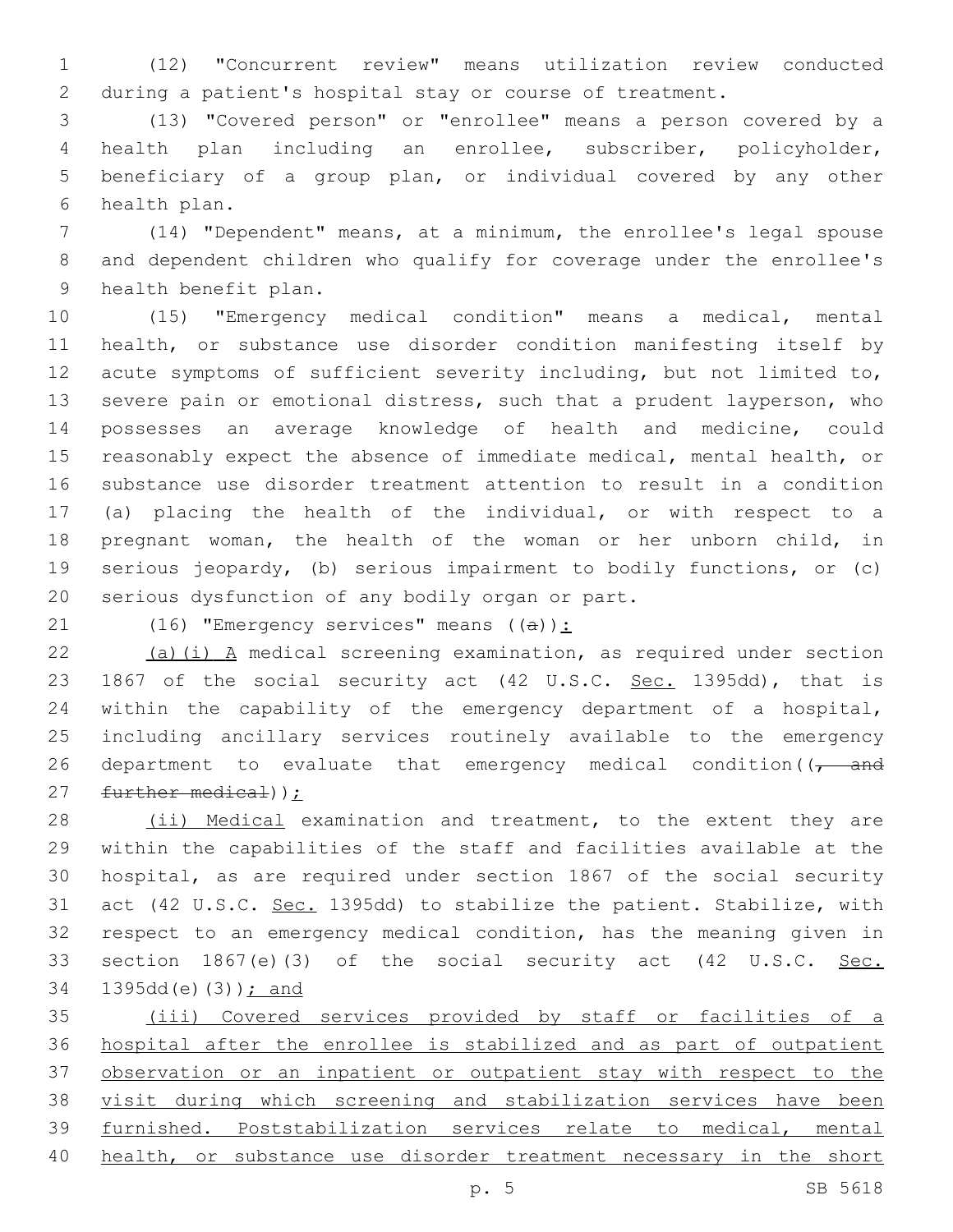(12) "Concurrent review" means utilization review conducted during a patient's hospital stay or course of treatment.

(13) "Covered person" or "enrollee" means a person covered by a health plan including an enrollee, subscriber, policyholder, beneficiary of a group plan, or individual covered by any other health plan.

(14) "Dependent" means, at a minimum, the enrollee's legal spouse and dependent children who qualify for coverage under the enrollee's health benefit plan.

(15) "Emergency medical condition" means a medical, mental health, or substance use disorder condition manifesting itself by acute symptoms of sufficient severity including, but not limited to, severe pain or emotional distress, such that a prudent layperson, who possesses an average knowledge of health and medicine, could reasonably expect the absence of immediate medical, mental health, or substance use disorder treatment attention to result in a condition (a) placing the health of the individual, or with respect to a pregnant woman, the health of the woman or her unborn child, in serious jeopardy, (b) serious impairment to bodily functions, or (c) serious dysfunction of any bodily organ or part.

(16) "Emergency services" means ((a)):

(a)(i) A medical screening examination, as required under section 1867 of the social security act (42 U.S.C. Sec. 1395dd), that is within the capability of the emergency department of a hospital, including ancillary services routinely available to the emergency department to evaluate that emergency medical condition((, and further medical));

(ii) Medical examination and treatment, to the extent they are within the capabilities of the staff and facilities available at the hospital, as are required under section 1867 of the social security act (42 U.S.C. Sec. 1395dd) to stabilize the patient. Stabilize, with respect to an emergency medical condition, has the meaning given in section 1867(e)(3) of the social security act (42 U.S.C. Sec. 1395dd(e)(3)); and

(iii) Covered services provided by staff or facilities of a hospital after the enrollee is stabilized and as part of outpatient observation or an inpatient or outpatient stay with respect to the visit during which screening and stabilization services have been furnished. Poststabilization services relate to medical, mental health, or substance use disorder treatment necessary in the short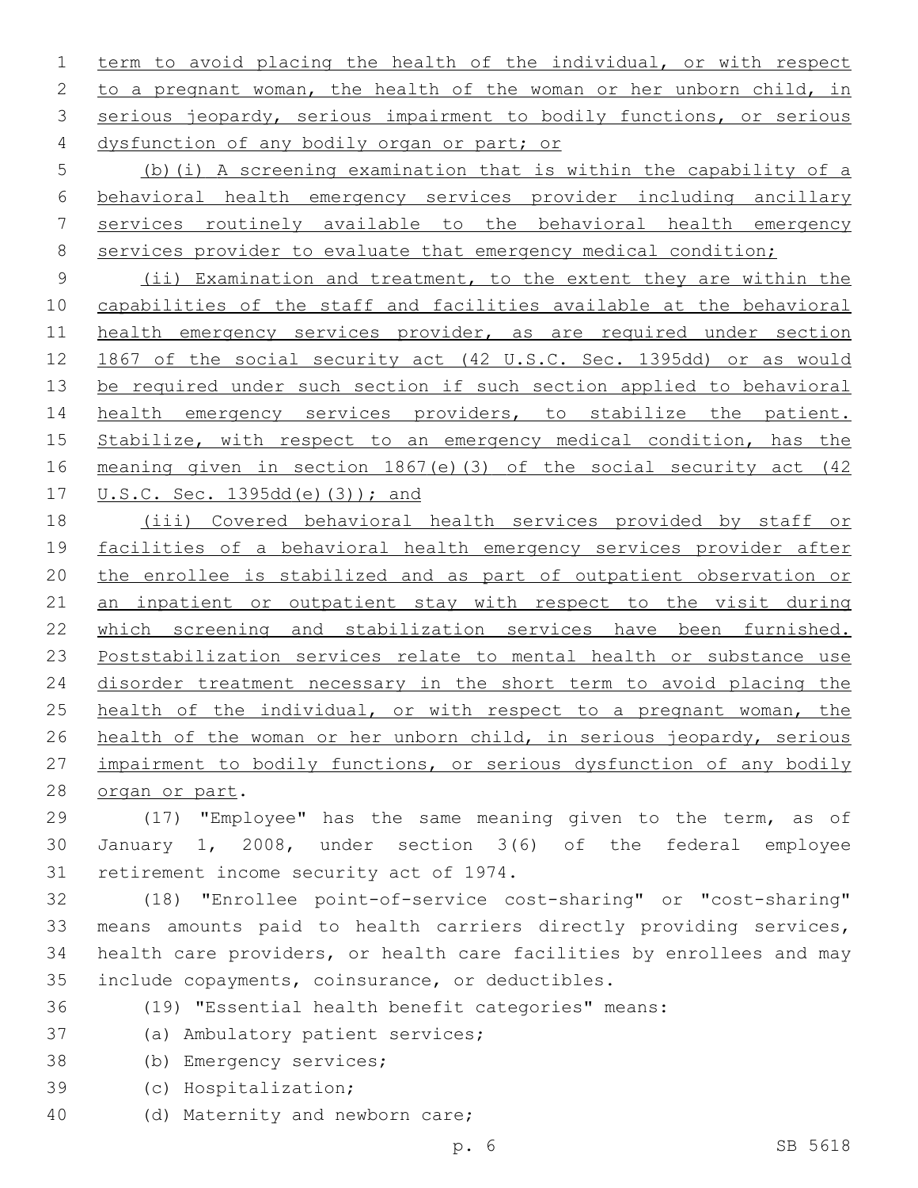term to avoid placing the health of the individual, or with respect to a pregnant woman, the health of the woman or her unborn child, in serious jeopardy, serious impairment to bodily functions, or serious dysfunction of any bodily organ or part; or

(b)(i) A screening examination that is within the capability of a behavioral health emergency services provider including ancillary services routinely available to the behavioral health emergency services provider to evaluate that emergency medical condition;

(ii) Examination and treatment, to the extent they are within the capabilities of the staff and facilities available at the behavioral health emergency services provider, as are required under section 1867 of the social security act (42 U.S.C. Sec. 1395dd) or as would be required under such section if such section applied to behavioral health emergency services providers, to stabilize the patient. Stabilize, with respect to an emergency medical condition, has the meaning given in section 1867(e)(3) of the social security act (42 U.S.C. Sec. 1395dd(e)(3)); and

(iii) Covered behavioral health services provided by staff or facilities of a behavioral health emergency services provider after the enrollee is stabilized and as part of outpatient observation or an inpatient or outpatient stay with respect to the visit during which screening and stabilization services have been furnished. Poststabilization services relate to mental health or substance use disorder treatment necessary in the short term to avoid placing the health of the individual, or with respect to a pregnant woman, the health of the woman or her unborn child, in serious jeopardy, serious impairment to bodily functions, or serious dysfunction of any bodily organ or part.

(17) "Employee" has the same meaning given to the term, as of January 1, 2008, under section 3(6) of the federal employee retirement income security act of 1974.

(18) "Enrollee point-of-service cost-sharing" or "cost-sharing" means amounts paid to health carriers directly providing services, health care providers, or health care facilities by enrollees and may include copayments, coinsurance, or deductibles.

(19) "Essential health benefit categories" means:

(a) Ambulatory patient services;

(b) Emergency services;

(c) Hospitalization;

(d) Maternity and newborn care;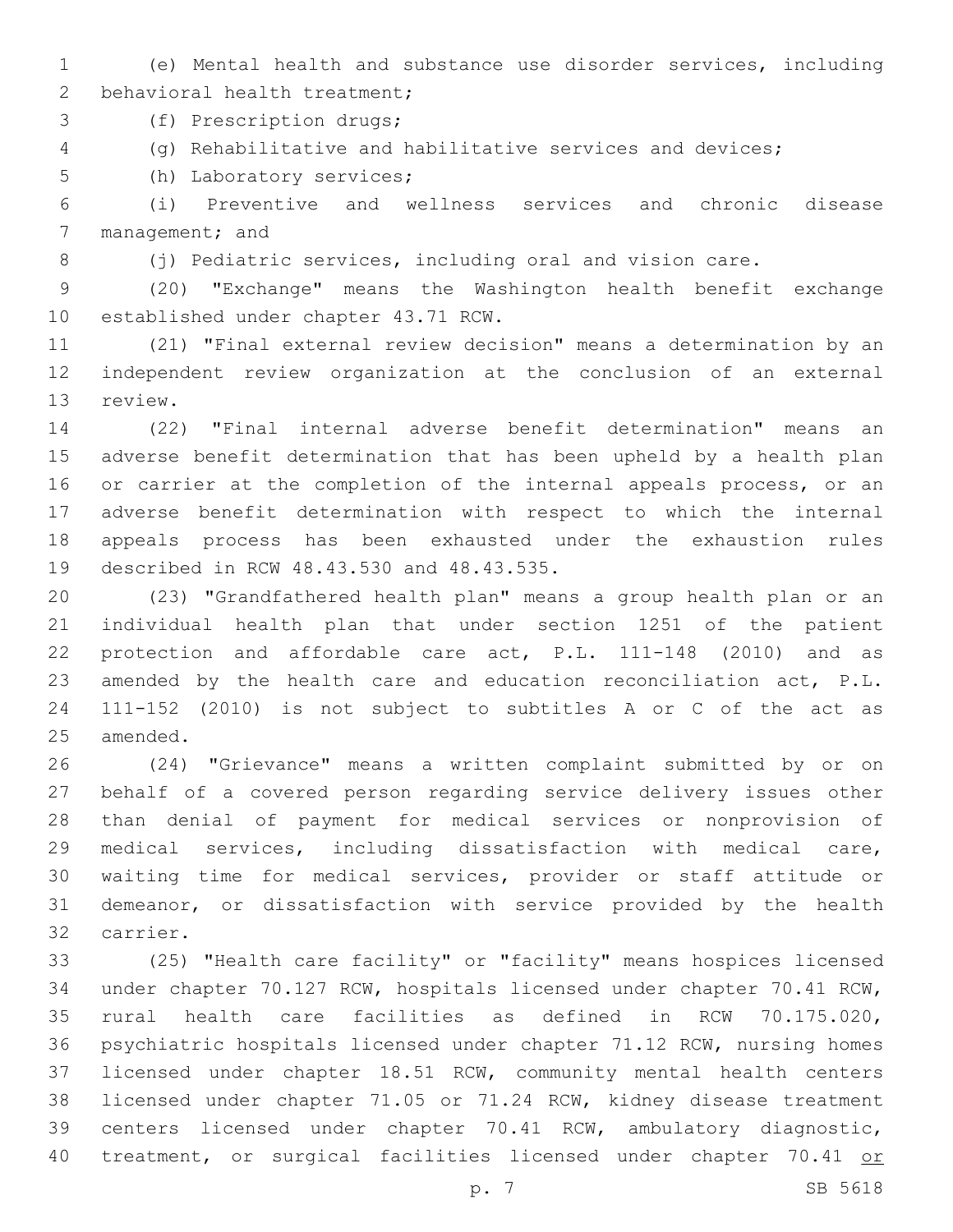(e) Mental health and substance use disorder services, including behavioral health treatment;

(f) Prescription drugs;

(g) Rehabilitative and habilitative services and devices;

(h) Laboratory services;

(i) Preventive and wellness services and chronic disease management; and

(j) Pediatric services, including oral and vision care.

(20) "Exchange" means the Washington health benefit exchange established under chapter 43.71 RCW.

(21) "Final external review decision" means a determination by an independent review organization at the conclusion of an external review.

(22) "Final internal adverse benefit determination" means an adverse benefit determination that has been upheld by a health plan or carrier at the completion of the internal appeals process, or an adverse benefit determination with respect to which the internal appeals process has been exhausted under the exhaustion rules described in RCW 48.43.530 and 48.43.535.

(23) "Grandfathered health plan" means a group health plan or an individual health plan that under section 1251 of the patient protection and affordable care act, P.L. 111-148 (2010) and as amended by the health care and education reconciliation act, P.L. 111-152 (2010) is not subject to subtitles A or C of the act as amended.

(24) "Grievance" means a written complaint submitted by or on behalf of a covered person regarding service delivery issues other than denial of payment for medical services or nonprovision of medical services, including dissatisfaction with medical care, waiting time for medical services, provider or staff attitude or demeanor, or dissatisfaction with service provided by the health carrier.

(25) "Health care facility" or "facility" means hospices licensed under chapter 70.127 RCW, hospitals licensed under chapter 70.41 RCW, rural health care facilities as defined in RCW 70.175.020, psychiatric hospitals licensed under chapter 71.12 RCW, nursing homes licensed under chapter 18.51 RCW, community mental health centers licensed under chapter 71.05 or 71.24 RCW, kidney disease treatment centers licensed under chapter 70.41 RCW, ambulatory diagnostic, treatment, or surgical facilities licensed under chapter 70.41 <u>or</u>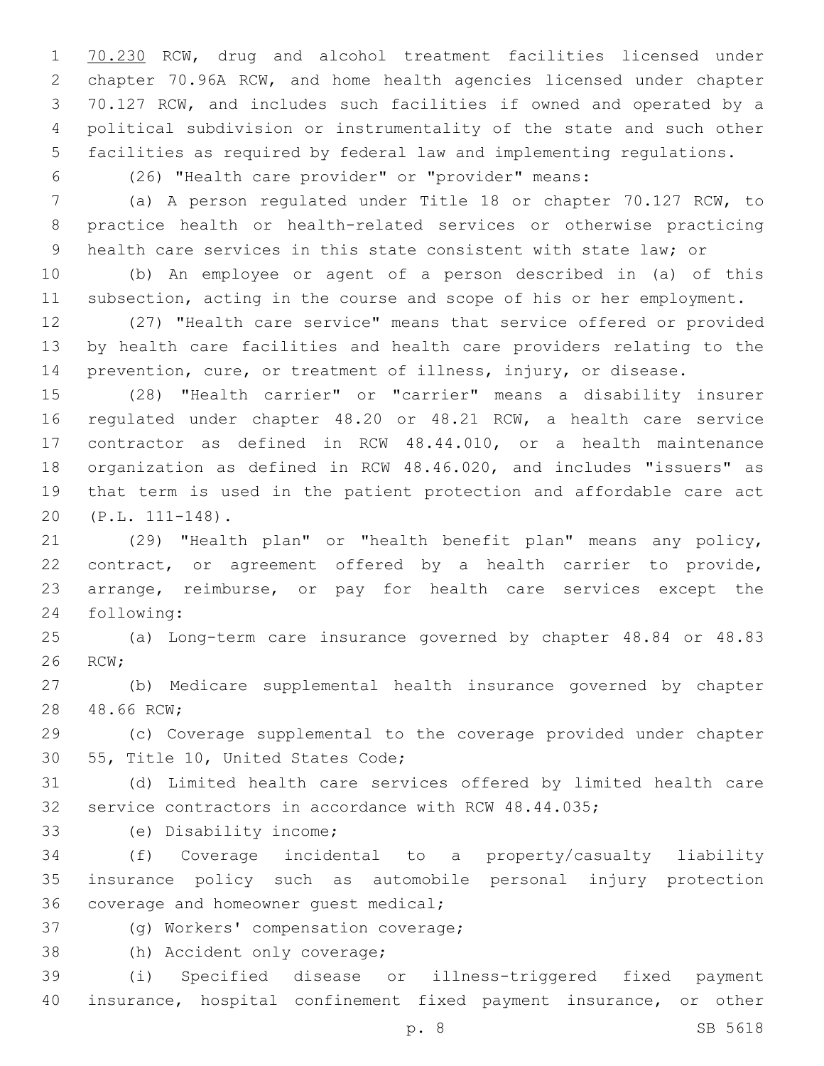70.230 RCW, drug and alcohol treatment facilities licensed under chapter 70.96A RCW, and home health agencies licensed under chapter 70.127 RCW, and includes such facilities if owned and operated by a political subdivision or instrumentality of the state and such other facilities as required by federal law and implementing regulations.

(26) "Health care provider" or "provider" means:

(a) A person regulated under Title 18 or chapter 70.127 RCW, to practice health or health-related services or otherwise practicing health care services in this state consistent with state law; or

(b) An employee or agent of a person described in (a) of this subsection, acting in the course and scope of his or her employment.

(27) "Health care service" means that service offered or provided by health care facilities and health care providers relating to the prevention, cure, or treatment of illness, injury, or disease.

(28) "Health carrier" or "carrier" means a disability insurer regulated under chapter 48.20 or 48.21 RCW, a health care service contractor as defined in RCW 48.44.010, or a health maintenance organization as defined in RCW 48.46.020, and includes "issuers" as that term is used in the patient protection and affordable care act (P.L. 111-148).

(29) "Health plan" or "health benefit plan" means any policy, contract, or agreement offered by a health carrier to provide, arrange, reimburse, or pay for health care services except the following:

(a) Long-term care insurance governed by chapter 48.84 or 48.83 RCW;

(b) Medicare supplemental health insurance governed by chapter 48.66 RCW;

(c) Coverage supplemental to the coverage provided under chapter 55, Title 10, United States Code;

(d) Limited health care services offered by limited health care service contractors in accordance with RCW 48.44.035;

(e) Disability income;

(f) Coverage incidental to a property/casualty liability insurance policy such as automobile personal injury protection coverage and homeowner guest medical;

(g) Workers' compensation coverage;

(h) Accident only coverage;

(i) Specified disease or illness-triggered fixed payment insurance, hospital confinement fixed payment insurance, or other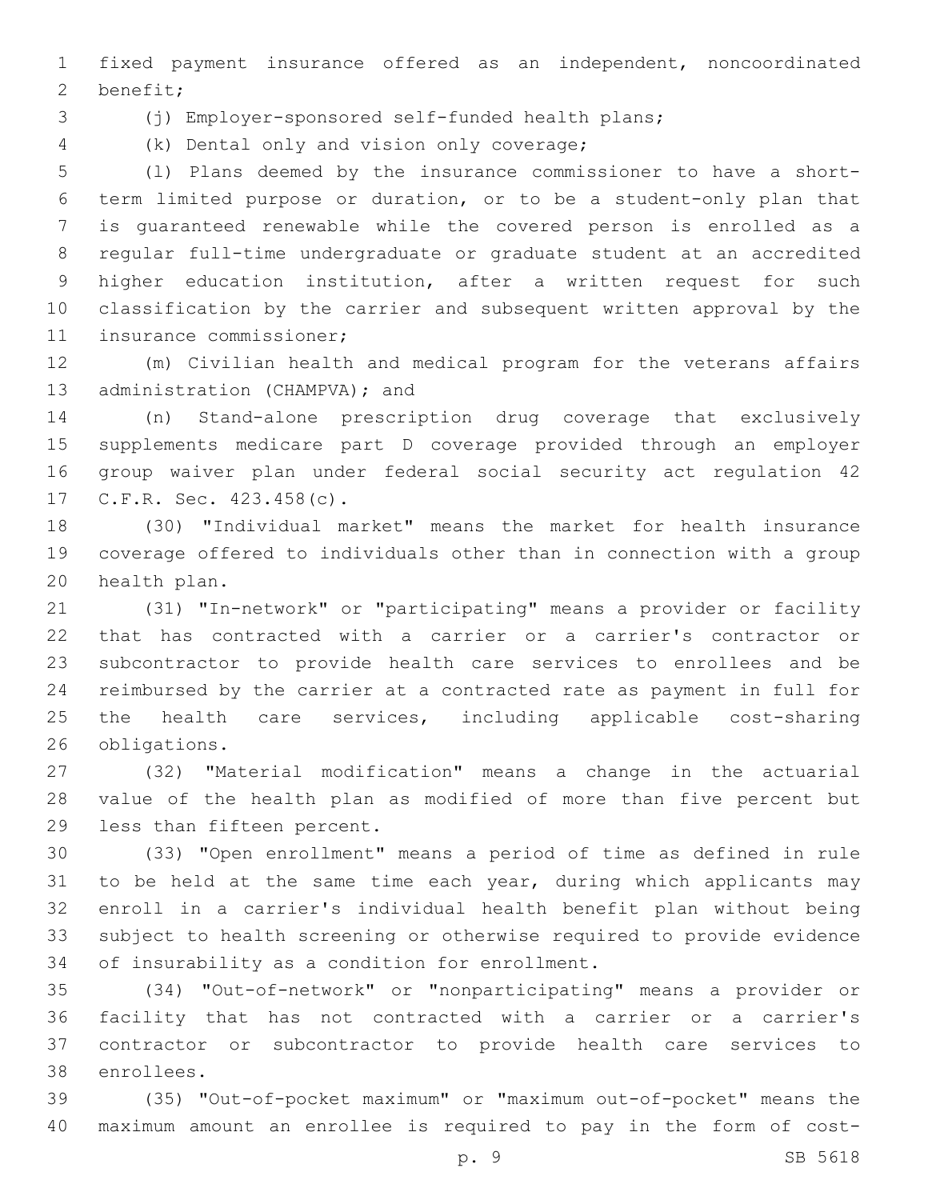fixed payment insurance offered as an independent, noncoordinated benefit;

(j) Employer-sponsored self-funded health plans;

(k) Dental only and vision only coverage;

(l) Plans deemed by the insurance commissioner to have a short-term limited purpose or duration, or to be a student-only plan that is guaranteed renewable while the covered person is enrolled as a regular full-time undergraduate or graduate student at an accredited higher education institution, after a written request for such classification by the carrier and subsequent written approval by the insurance commissioner;

(m) Civilian health and medical program for the veterans affairs administration (CHAMPVA); and

(n) Stand-alone prescription drug coverage that exclusively supplements medicare part D coverage provided through an employer group waiver plan under federal social security act regulation 42 C.F.R. Sec. 423.458(c).

(30) "Individual market" means the market for health insurance coverage offered to individuals other than in connection with a group health plan.

(31) "In-network" or "participating" means a provider or facility that has contracted with a carrier or a carrier's contractor or subcontractor to provide health care services to enrollees and be reimbursed by the carrier at a contracted rate as payment in full for the health care services, including applicable cost-sharing obligations.

(32) "Material modification" means a change in the actuarial value of the health plan as modified of more than five percent but less than fifteen percent.

(33) "Open enrollment" means a period of time as defined in rule to be held at the same time each year, during which applicants may enroll in a carrier's individual health benefit plan without being subject to health screening or otherwise required to provide evidence of insurability as a condition for enrollment.

(34) "Out-of-network" or "nonparticipating" means a provider or facility that has not contracted with a carrier or a carrier's contractor or subcontractor to provide health care services to enrollees.

(35) "Out-of-pocket maximum" or "maximum out-of-pocket" means the maximum amount an enrollee is required to pay in the form of cost-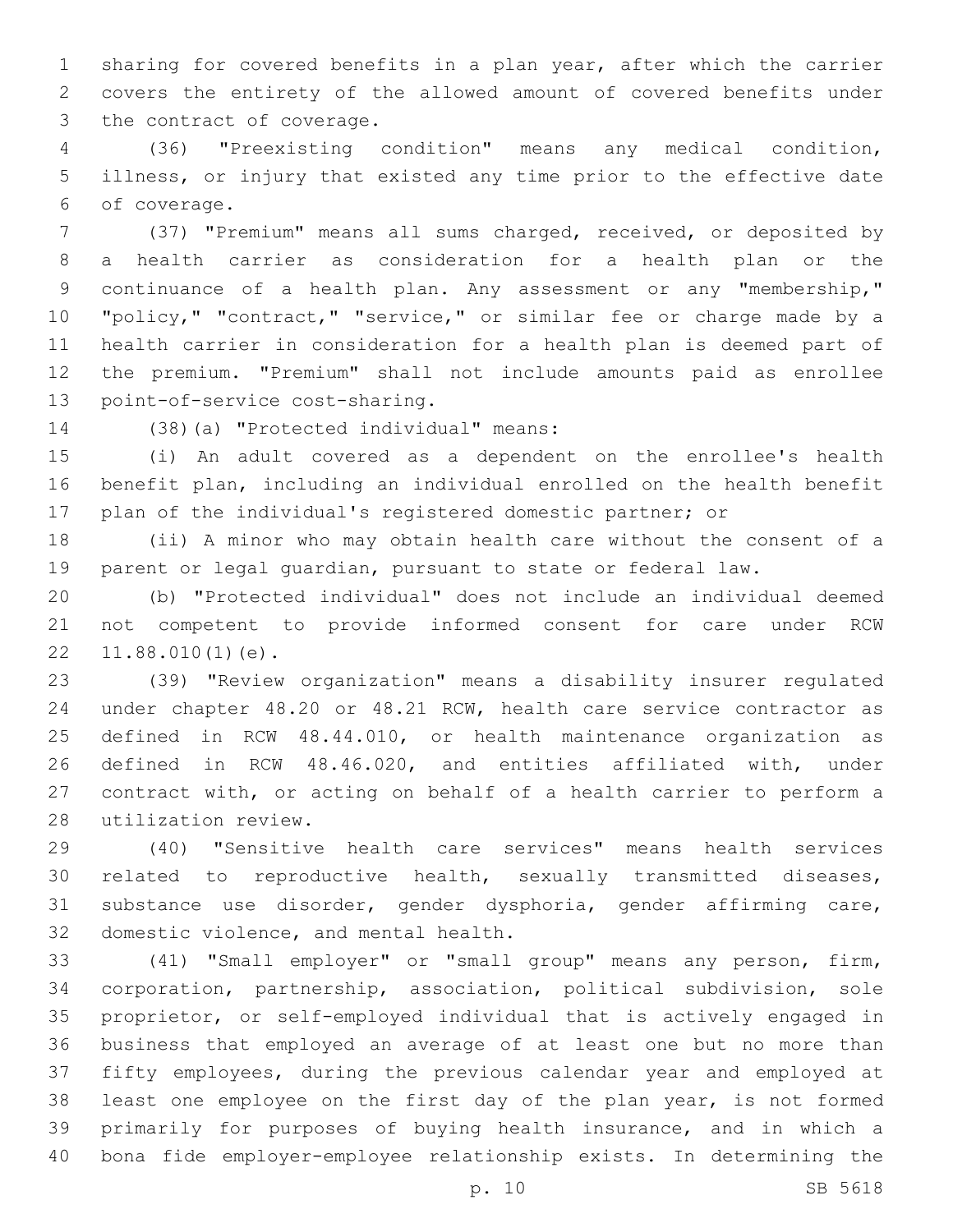sharing for covered benefits in a plan year, after which the carrier covers the entirety of the allowed amount of covered benefits under the contract of coverage.

(36) "Preexisting condition" means any medical condition, illness, or injury that existed any time prior to the effective date of coverage.

(37) "Premium" means all sums charged, received, or deposited by a health carrier as consideration for a health plan or the continuance of a health plan. Any assessment or any "membership," "policy," "contract," "service," or similar fee or charge made by a health carrier in consideration for a health plan is deemed part of the premium. "Premium" shall not include amounts paid as enrollee point-of-service cost-sharing.

(38)(a) "Protected individual" means:

(i) An adult covered as a dependent on the enrollee's health benefit plan, including an individual enrolled on the health benefit plan of the individual's registered domestic partner; or

(ii) A minor who may obtain health care without the consent of a parent or legal guardian, pursuant to state or federal law.

(b) "Protected individual" does not include an individual deemed not competent to provide informed consent for care under RCW 11.88.010(1)(e).

(39) "Review organization" means a disability insurer regulated under chapter 48.20 or 48.21 RCW, health care service contractor as defined in RCW 48.44.010, or health maintenance organization as defined in RCW 48.46.020, and entities affiliated with, under contract with, or acting on behalf of a health carrier to perform a utilization review.

(40) "Sensitive health care services" means health services related to reproductive health, sexually transmitted diseases, substance use disorder, gender dysphoria, gender affirming care, domestic violence, and mental health.

(41) "Small employer" or "small group" means any person, firm, corporation, partnership, association, political subdivision, sole proprietor, or self-employed individual that is actively engaged in business that employed an average of at least one but no more than fifty employees, during the previous calendar year and employed at least one employee on the first day of the plan year, is not formed primarily for purposes of buying health insurance, and in which a bona fide employer-employee relationship exists. In determining the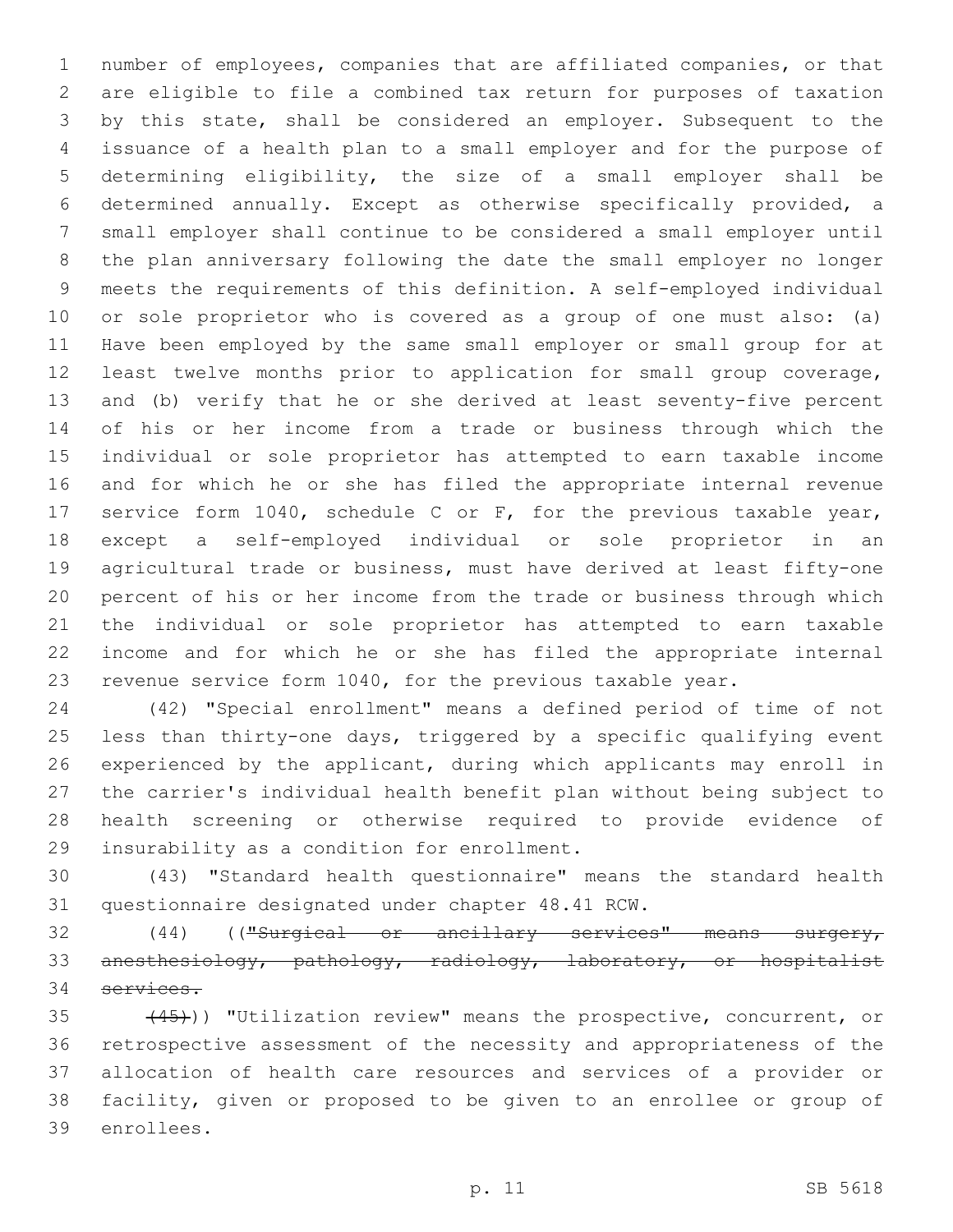number of employees, companies that are affiliated companies, or that are eligible to file a combined tax return for purposes of taxation by this state, shall be considered an employer. Subsequent to the issuance of a health plan to a small employer and for the purpose of determining eligibility, the size of a small employer shall be determined annually. Except as otherwise specifically provided, a small employer shall continue to be considered a small employer until the plan anniversary following the date the small employer no longer meets the requirements of this definition. A self-employed individual or sole proprietor who is covered as a group of one must also: (a) Have been employed by the same small employer or small group for at least twelve months prior to application for small group coverage, and (b) verify that he or she derived at least seventy-five percent of his or her income from a trade or business through which the individual or sole proprietor has attempted to earn taxable income and for which he or she has filed the appropriate internal revenue service form 1040, schedule C or F, for the previous taxable year, except a self-employed individual or sole proprietor in an agricultural trade or business, must have derived at least fifty-one percent of his or her income from the trade or business through which the individual or sole proprietor has attempted to earn taxable income and for which he or she has filed the appropriate internal revenue service form 1040, for the previous taxable year.

(42) "Special enrollment" means a defined period of time of not less than thirty-one days, triggered by a specific qualifying event experienced by the applicant, during which applicants may enroll in the carrier's individual health benefit plan without being subject to health screening or otherwise required to provide evidence of insurability as a condition for enrollment.

(43) "Standard health questionnaire" means the standard health questionnaire designated under chapter 48.41 RCW.

(44) ((~~"Surgical or ancillary services" means surgery, anesthesiology, pathology, radiology, laboratory, or hospitalist services.~~

~~(45)~~)) "Utilization review" means the prospective, concurrent, or retrospective assessment of the necessity and appropriateness of the allocation of health care resources and services of a provider or facility, given or proposed to be given to an enrollee or group of enrollees.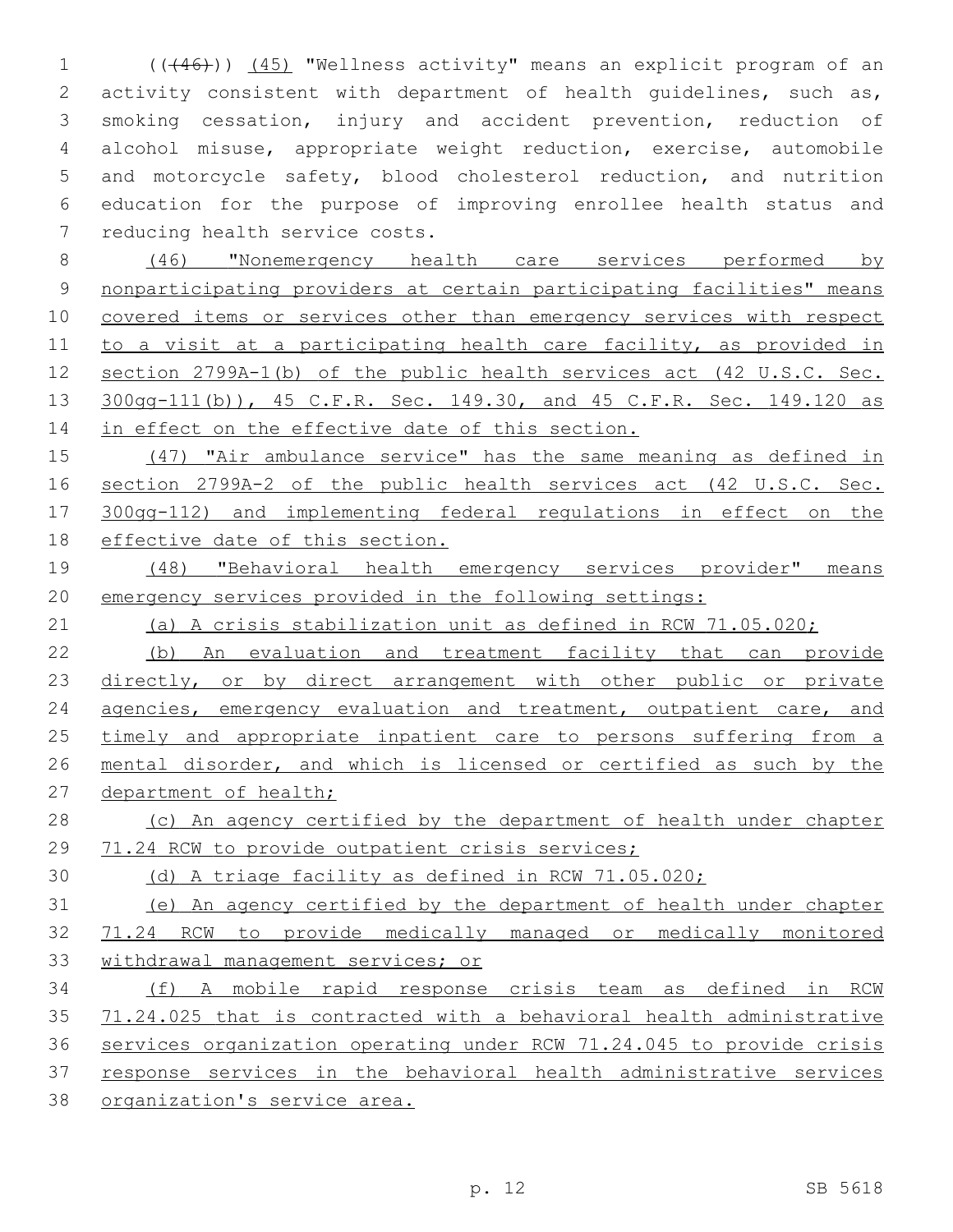(((46))) (45) "Wellness activity" means an explicit program of an activity consistent with department of health guidelines, such as, smoking cessation, injury and accident prevention, reduction of alcohol misuse, appropriate weight reduction, exercise, automobile and motorcycle safety, blood cholesterol reduction, and nutrition education for the purpose of improving enrollee health status and reducing health service costs.

(46) "Nonemergency health care services performed by nonparticipating providers at certain participating facilities" means covered items or services other than emergency services with respect to a visit at a participating health care facility, as provided in section 2799A-1(b) of the public health services act (42 U.S.C. Sec. 300gg-111(b)), 45 C.F.R. Sec. 149.30, and 45 C.F.R. Sec. 149.120 as in effect on the effective date of this section.

(47) "Air ambulance service" has the same meaning as defined in section 2799A-2 of the public health services act (42 U.S.C. Sec. 300gg-112) and implementing federal regulations in effect on the effective date of this section.

(48) "Behavioral health emergency services provider" means emergency services provided in the following settings:

(a) A crisis stabilization unit as defined in RCW 71.05.020;

(b) An evaluation and treatment facility that can provide directly, or by direct arrangement with other public or private agencies, emergency evaluation and treatment, outpatient care, and timely and appropriate inpatient care to persons suffering from a mental disorder, and which is licensed or certified as such by the department of health;

(c) An agency certified by the department of health under chapter 71.24 RCW to provide outpatient crisis services;

(d) A triage facility as defined in RCW 71.05.020;

(e) An agency certified by the department of health under chapter 71.24 RCW to provide medically managed or medically monitored withdrawal management services; or

(f) A mobile rapid response crisis team as defined in RCW 71.24.025 that is contracted with a behavioral health administrative services organization operating under RCW 71.24.045 to provide crisis response services in the behavioral health administrative services organization's service area.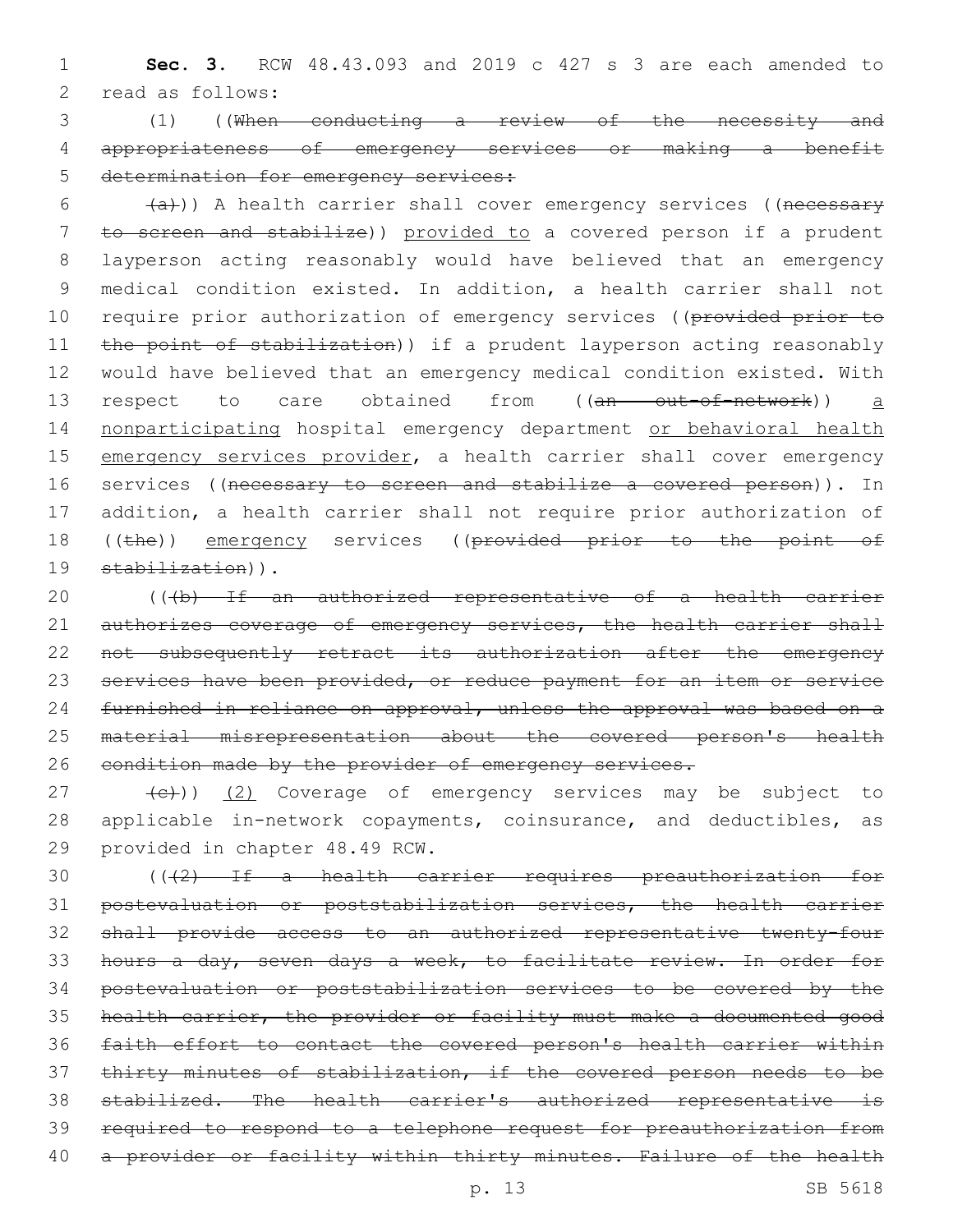**Sec. 3.** RCW 48.43.093 and 2019 c 427 s 3 are each amended to read as follows:

(1) ((~~When conducting a review of the necessity and appropriateness of emergency services or making a benefit determination for emergency services:~~

~~(a)~~)) A health carrier shall cover emergency services ((~~necessary to screen and stabilize~~)) provided to a covered person if a prudent layperson acting reasonably would have believed that an emergency medical condition existed. In addition, a health carrier shall not require prior authorization of emergency services ((~~provided prior to the point of stabilization~~)) if a prudent layperson acting reasonably would have believed that an emergency medical condition existed. With respect to care obtained from ((~~an out-of-network~~)) a nonparticipating hospital emergency department or behavioral health emergency services provider, a health carrier shall cover emergency services ((~~necessary to screen and stabilize a covered person~~)). In addition, a health carrier shall not require prior authorization of ((~~the~~)) emergency services ((~~provided prior to the point of stabilization~~)).

((~~(b) If an authorized representative of a health carrier authorizes coverage of emergency services, the health carrier shall not subsequently retract its authorization after the emergency services have been provided, or reduce payment for an item or service furnished in reliance on approval, unless the approval was based on a material misrepresentation about the covered person's health condition made by the provider of emergency services.~~

~~(c)~~)) (2) Coverage of emergency services may be subject to applicable in-network copayments, coinsurance, and deductibles, as provided in chapter 48.49 RCW.

((~~(2) If a health carrier requires preauthorization for postevaluation or poststabilization services, the health carrier shall provide access to an authorized representative twenty-four hours a day, seven days a week, to facilitate review. In order for postevaluation or poststabilization services to be covered by the health carrier, the provider or facility must make a documented good faith effort to contact the covered person's health carrier within thirty minutes of stabilization, if the covered person needs to be stabilized. The health carrier's authorized representative is required to respond to a telephone request for preauthorization from a provider or facility within thirty minutes. Failure of the health~~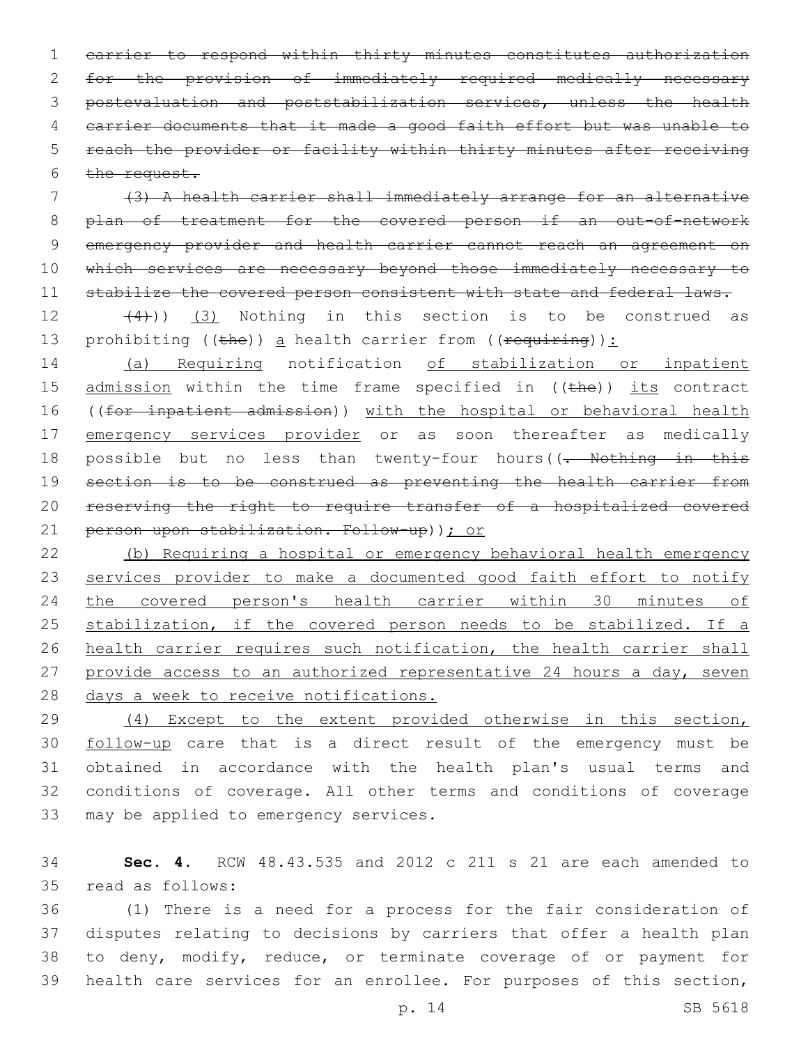~~carrier to respond within thirty minutes constitutes authorization for the provision of immediately required medically necessary postevaluation and poststabilization services, unless the health carrier documents that it made a good faith effort but was unable to reach the provider or facility within thirty minutes after receiving the request.~~

~~(3) A health carrier shall immediately arrange for an alternative plan of treatment for the covered person if an out-of-network emergency provider and health carrier cannot reach an agreement on which services are necessary beyond those immediately necessary to stabilize the covered person consistent with state and federal laws.~~

~~(4)~~)) <u>(3)</u> Nothing in this section is to be construed as prohibiting ((~~the~~)) <u>a</u> health carrier from ((~~requiring~~))<u>:</u>

<u>(a) Requiring</u> notification <u>of stabilization or inpatient admission</u> within the time frame specified in ((~~the~~)) <u>its</u> contract ((~~for inpatient admission~~)) <u>with the hospital or behavioral health emergency services provider</u> or as soon thereafter as medically possible but no less than twenty-four hours((~~. Nothing in this section is to be construed as preventing the health carrier from reserving the right to require transfer of a hospitalized covered person upon stabilization. Follow-up~~))<u>; or</u>

<u>(b) Requiring a hospital or emergency behavioral health emergency services provider to make a documented good faith effort to notify the covered person's health carrier within 30 minutes of stabilization, if the covered person needs to be stabilized. If a health carrier requires such notification, the health carrier shall provide access to an authorized representative 24 hours a day, seven days a week to receive notifications.</u>

<u>(4) Except to the extent provided otherwise in this section, follow-up</u> care that is a direct result of the emergency must be obtained in accordance with the health plan's usual terms and conditions of coverage. All other terms and conditions of coverage may be applied to emergency services.

**Sec. 4.** RCW 48.43.535 and 2012 c 211 s 21 are each amended to read as follows:

(1) There is a need for a process for the fair consideration of disputes relating to decisions by carriers that offer a health plan to deny, modify, reduce, or terminate coverage of or payment for health care services for an enrollee. For purposes of this section,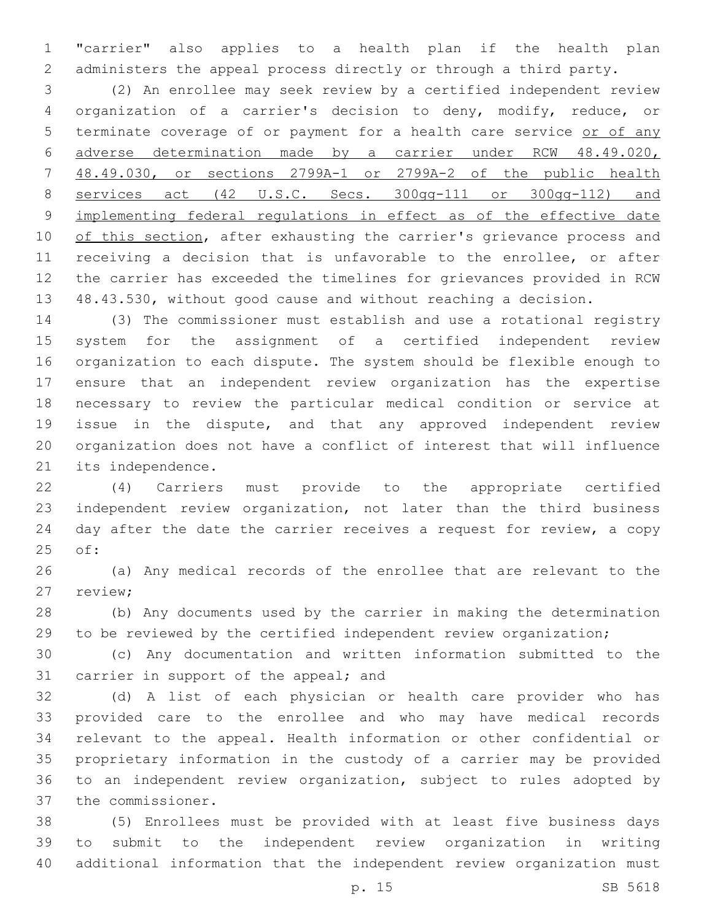"carrier" also applies to a health plan if the health plan administers the appeal process directly or through a third party.

(2) An enrollee may seek review by a certified independent review organization of a carrier's decision to deny, modify, reduce, or terminate coverage of or payment for a health care service <u>or of any adverse determination made by a carrier under RCW 48.49.020, 48.49.030, or sections 2799A-1 or 2799A-2 of the public health services act (42 U.S.C. Secs. 300gg-111 or 300gg-112) and implementing federal regulations in effect as of the effective date of this section</u>, after exhausting the carrier's grievance process and receiving a decision that is unfavorable to the enrollee, or after the carrier has exceeded the timelines for grievances provided in RCW 48.43.530, without good cause and without reaching a decision.

(3) The commissioner must establish and use a rotational registry system for the assignment of a certified independent review organization to each dispute. The system should be flexible enough to ensure that an independent review organization has the expertise necessary to review the particular medical condition or service at issue in the dispute, and that any approved independent review organization does not have a conflict of interest that will influence its independence.

(4) Carriers must provide to the appropriate certified independent review organization, not later than the third business day after the date the carrier receives a request for review, a copy of:

(a) Any medical records of the enrollee that are relevant to the review;

(b) Any documents used by the carrier in making the determination to be reviewed by the certified independent review organization;

(c) Any documentation and written information submitted to the carrier in support of the appeal; and

(d) A list of each physician or health care provider who has provided care to the enrollee and who may have medical records relevant to the appeal. Health information or other confidential or proprietary information in the custody of a carrier may be provided to an independent review organization, subject to rules adopted by the commissioner.

(5) Enrollees must be provided with at least five business days to submit to the independent review organization in writing additional information that the independent review organization must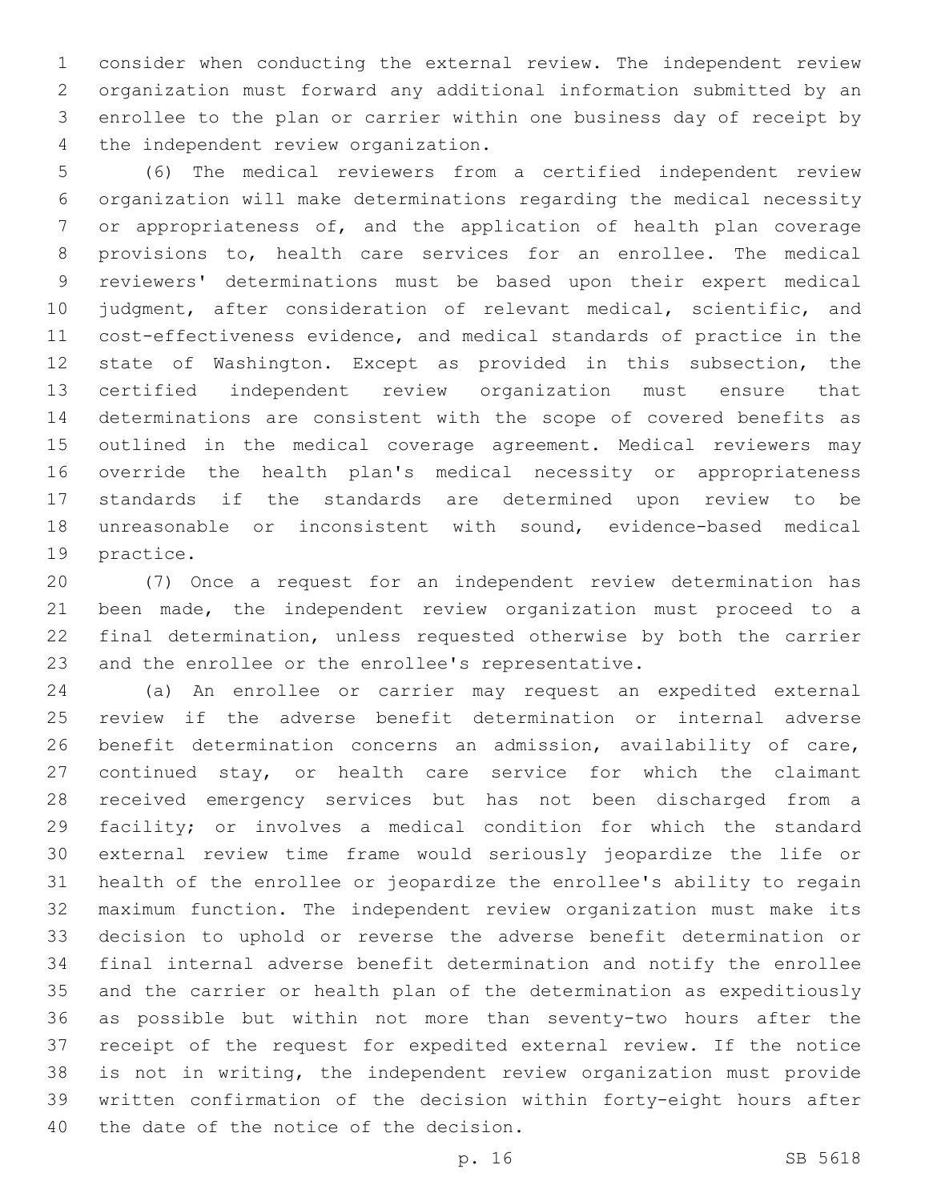consider when conducting the external review. The independent review organization must forward any additional information submitted by an enrollee to the plan or carrier within one business day of receipt by the independent review organization.

(6) The medical reviewers from a certified independent review organization will make determinations regarding the medical necessity or appropriateness of, and the application of health plan coverage provisions to, health care services for an enrollee. The medical reviewers' determinations must be based upon their expert medical judgment, after consideration of relevant medical, scientific, and cost-effectiveness evidence, and medical standards of practice in the state of Washington. Except as provided in this subsection, the certified independent review organization must ensure that determinations are consistent with the scope of covered benefits as outlined in the medical coverage agreement. Medical reviewers may override the health plan's medical necessity or appropriateness standards if the standards are determined upon review to be unreasonable or inconsistent with sound, evidence-based medical practice.

(7) Once a request for an independent review determination has been made, the independent review organization must proceed to a final determination, unless requested otherwise by both the carrier and the enrollee or the enrollee's representative.

(a) An enrollee or carrier may request an expedited external review if the adverse benefit determination or internal adverse benefit determination concerns an admission, availability of care, continued stay, or health care service for which the claimant received emergency services but has not been discharged from a facility; or involves a medical condition for which the standard external review time frame would seriously jeopardize the life or health of the enrollee or jeopardize the enrollee's ability to regain maximum function. The independent review organization must make its decision to uphold or reverse the adverse benefit determination or final internal adverse benefit determination and notify the enrollee and the carrier or health plan of the determination as expeditiously as possible but within not more than seventy-two hours after the receipt of the request for expedited external review. If the notice is not in writing, the independent review organization must provide written confirmation of the decision within forty-eight hours after the date of the notice of the decision.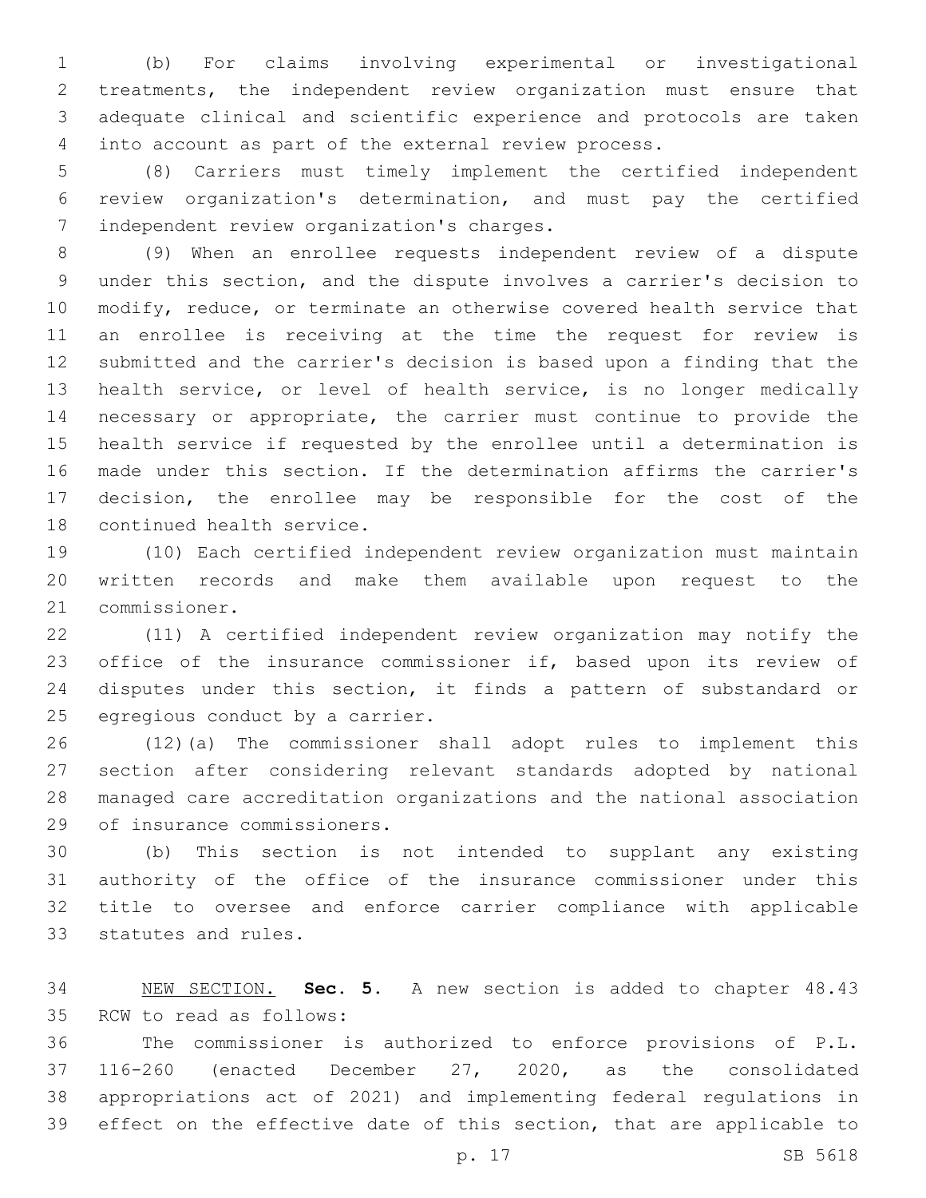(b) For claims involving experimental or investigational treatments, the independent review organization must ensure that adequate clinical and scientific experience and protocols are taken into account as part of the external review process.

(8) Carriers must timely implement the certified independent review organization's determination, and must pay the certified independent review organization's charges.

(9) When an enrollee requests independent review of a dispute under this section, and the dispute involves a carrier's decision to modify, reduce, or terminate an otherwise covered health service that an enrollee is receiving at the time the request for review is submitted and the carrier's decision is based upon a finding that the health service, or level of health service, is no longer medically necessary or appropriate, the carrier must continue to provide the health service if requested by the enrollee until a determination is made under this section. If the determination affirms the carrier's decision, the enrollee may be responsible for the cost of the continued health service.

(10) Each certified independent review organization must maintain written records and make them available upon request to the commissioner.

(11) A certified independent review organization may notify the office of the insurance commissioner if, based upon its review of disputes under this section, it finds a pattern of substandard or egregious conduct by a carrier.

(12)(a) The commissioner shall adopt rules to implement this section after considering relevant standards adopted by national managed care accreditation organizations and the national association of insurance commissioners.

(b) This section is not intended to supplant any existing authority of the office of the insurance commissioner under this title to oversee and enforce carrier compliance with applicable statutes and rules.

NEW SECTION. **Sec. 5.** A new section is added to chapter 48.43 RCW to read as follows:

The commissioner is authorized to enforce provisions of P.L. 116-260 (enacted December 27, 2020, as the consolidated appropriations act of 2021) and implementing federal regulations in effect on the effective date of this section, that are applicable to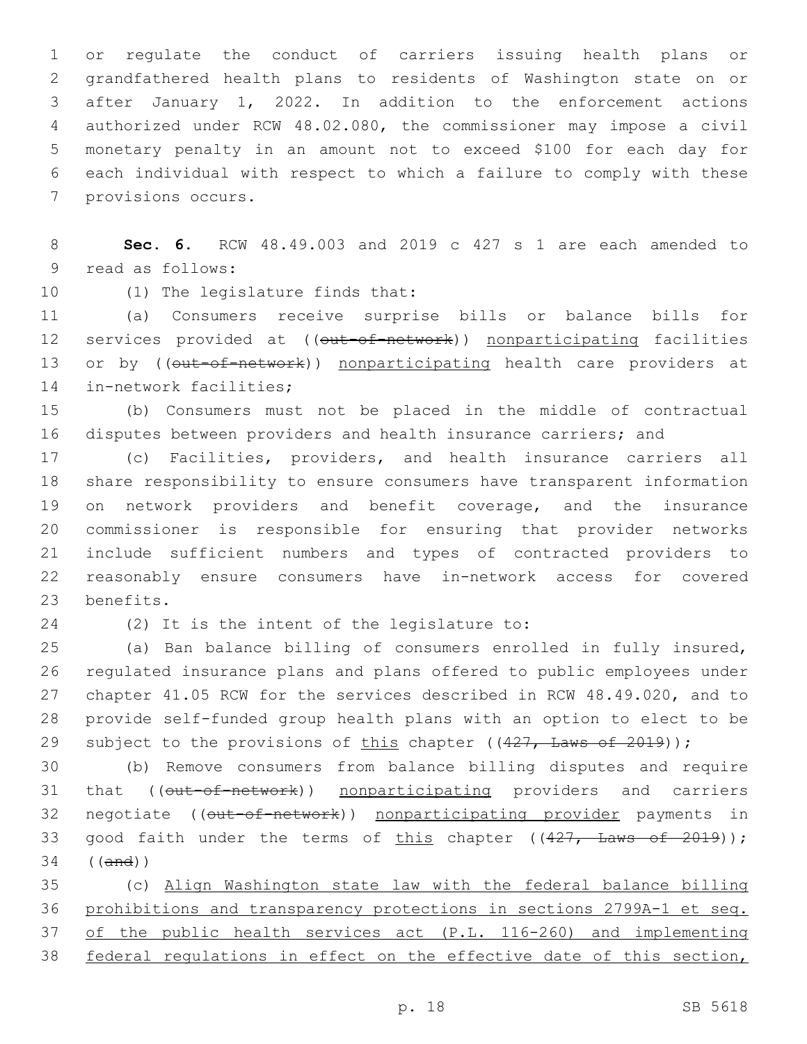or regulate the conduct of carriers issuing health plans or grandfathered health plans to residents of Washington state on or after January 1, 2022. In addition to the enforcement actions authorized under RCW 48.02.080, the commissioner may impose a civil monetary penalty in an amount not to exceed $100 for each day for each individual with respect to which a failure to comply with these provisions occurs.

**Sec. 6.** RCW 48.49.003 and 2019 c 427 s 1 are each amended to read as follows:

(1) The legislature finds that:

(a) Consumers receive surprise bills or balance bills for services provided at ((~~out-of-network~~)) nonparticipating facilities or by ((~~out-of-network~~)) nonparticipating health care providers at in-network facilities;

(b) Consumers must not be placed in the middle of contractual disputes between providers and health insurance carriers; and

(c) Facilities, providers, and health insurance carriers all share responsibility to ensure consumers have transparent information on network providers and benefit coverage, and the insurance commissioner is responsible for ensuring that provider networks include sufficient numbers and types of contracted providers to reasonably ensure consumers have in-network access for covered benefits.

(2) It is the intent of the legislature to:

(a) Ban balance billing of consumers enrolled in fully insured, regulated insurance plans and plans offered to public employees under chapter 41.05 RCW for the services described in RCW 48.49.020, and to provide self-funded group health plans with an option to elect to be subject to the provisions of this chapter ((~~427, Laws of 2019~~));

(b) Remove consumers from balance billing disputes and require that ((~~out-of-network~~)) nonparticipating providers and carriers negotiate ((~~out-of-network~~)) nonparticipating provider payments in good faith under the terms of this chapter ((~~427, Laws of 2019~~)); ((~~and~~))

(c) Align Washington state law with the federal balance billing prohibitions and transparency protections in sections 2799A-1 et seq. of the public health services act (P.L. 116-260) and implementing federal regulations in effect on the effective date of this section,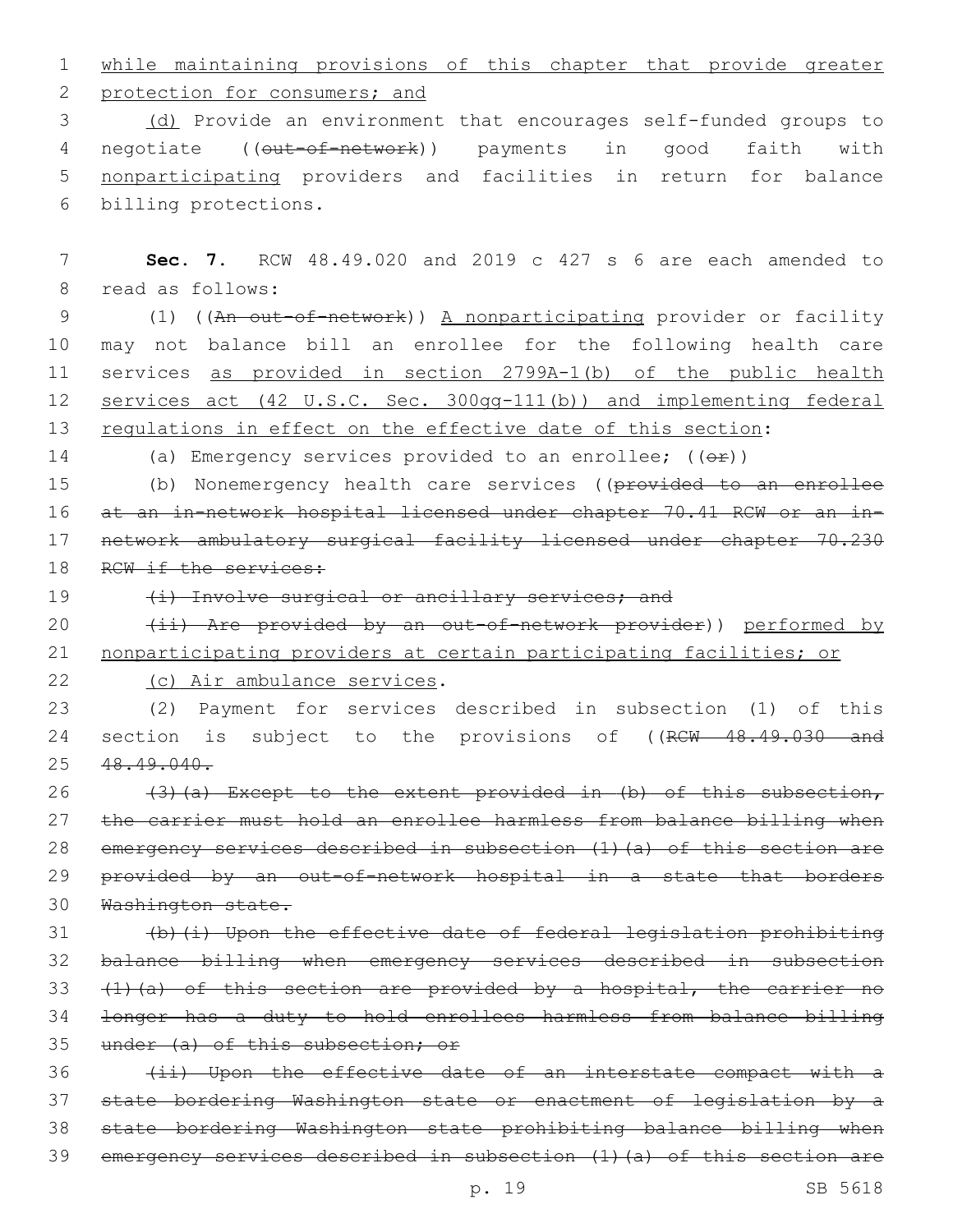while maintaining provisions of this chapter that provide greater protection for consumers; and

(d) Provide an environment that encourages self-funded groups to negotiate ((~~out-of-network~~)) payments in good faith with nonparticipating providers and facilities in return for balance billing protections.

**Sec. 7.** RCW 48.49.020 and 2019 c 427 s 6 are each amended to read as follows:

(1) ((~~An out-of-network~~)) A nonparticipating provider or facility may not balance bill an enrollee for the following health care services as provided in section 2799A-1(b) of the public health services act (42 U.S.C. Sec. 300gg-111(b)) and implementing federal regulations in effect on the effective date of this section:

(a) Emergency services provided to an enrollee; ((~~or~~))

(b) Nonemergency health care services ((~~provided to an enrollee at an in-network hospital licensed under chapter 70.41 RCW or an in-network ambulatory surgical facility licensed under chapter 70.230 RCW if the services:~~

~~(i) Involve surgical or ancillary services; and~~

~~(ii) Are provided by an out-of-network provider~~)) performed by nonparticipating providers at certain participating facilities; or

(c) Air ambulance services.

(2) Payment for services described in subsection (1) of this section is subject to the provisions of ((~~RCW 48.49.030 and 48.49.040.~~

~~(3)(a) Except to the extent provided in (b) of this subsection, the carrier must hold an enrollee harmless from balance billing when emergency services described in subsection (1)(a) of this section are provided by an out-of-network hospital in a state that borders Washington state.~~

~~(b)(i) Upon the effective date of federal legislation prohibiting balance billing when emergency services described in subsection (1)(a) of this section are provided by a hospital, the carrier no longer has a duty to hold enrollees harmless from balance billing under (a) of this subsection; or~~

~~(ii) Upon the effective date of an interstate compact with a state bordering Washington state or enactment of legislation by a state bordering Washington state prohibiting balance billing when emergency services described in subsection (1)(a) of this section are~~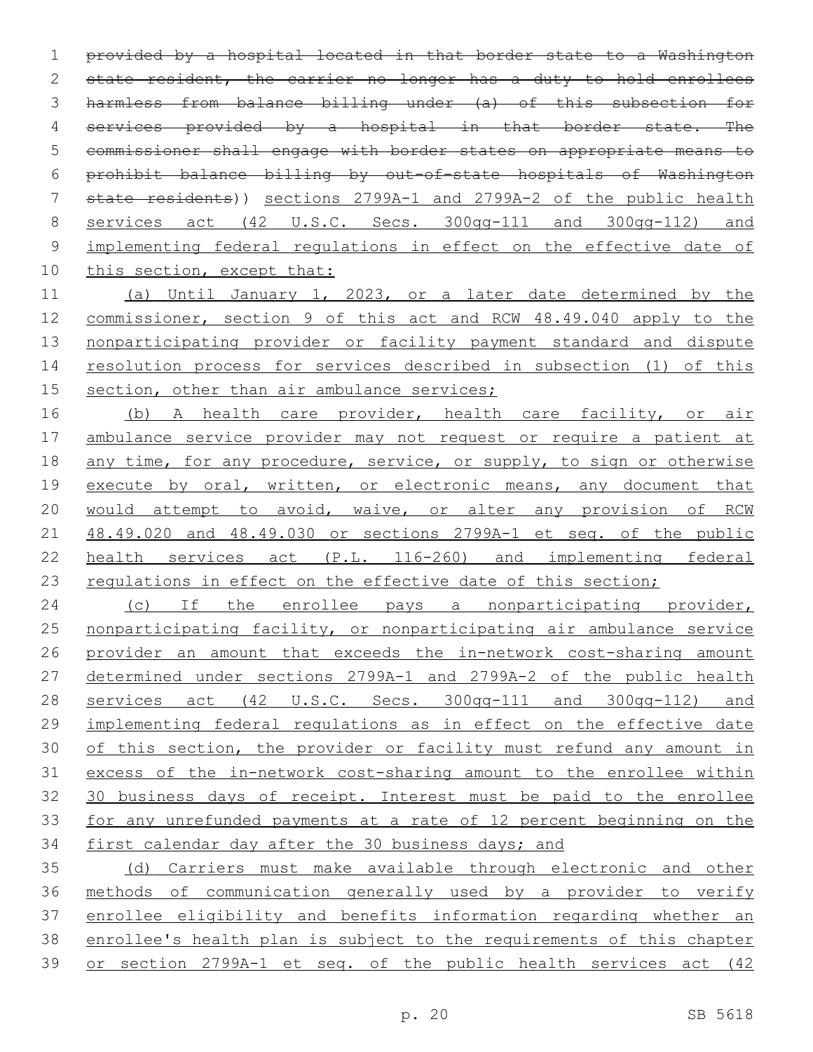~~provided by a hospital located in that border state to a Washington state resident, the carrier no longer has a duty to hold enrollees harmless from balance billing under (a) of this subsection for services provided by a hospital in that border state. The commissioner shall engage with border states on appropriate means to prohibit balance billing by out-of-state hospitals of Washington state residents~~)) <u>sections 2799A-1 and 2799A-2 of the public health services act (42 U.S.C. Secs. 300gg-111 and 300gg-112) and implementing federal regulations in effect on the effective date of this section, except that:</u>

<u>(a) Until January 1, 2023, or a later date determined by the commissioner, section 9 of this act and RCW 48.49.040 apply to the nonparticipating provider or facility payment standard and dispute resolution process for services described in subsection (1) of this section, other than air ambulance services;</u>

<u>(b) A health care provider, health care facility, or air ambulance service provider may not request or require a patient at any time, for any procedure, service, or supply, to sign or otherwise execute by oral, written, or electronic means, any document that would attempt to avoid, waive, or alter any provision of RCW 48.49.020 and 48.49.030 or sections 2799A-1 et seq. of the public health services act (P.L. 116-260) and implementing federal regulations in effect on the effective date of this section;</u>

<u>(c) If the enrollee pays a nonparticipating provider, nonparticipating facility, or nonparticipating air ambulance service provider an amount that exceeds the in-network cost-sharing amount determined under sections 2799A-1 and 2799A-2 of the public health services act (42 U.S.C. Secs. 300gg-111 and 300gg-112) and implementing federal regulations as in effect on the effective date of this section, the provider or facility must refund any amount in excess of the in-network cost-sharing amount to the enrollee within 30 business days of receipt. Interest must be paid to the enrollee for any unrefunded payments at a rate of 12 percent beginning on the first calendar day after the 30 business days; and</u>

<u>(d) Carriers must make available through electronic and other methods of communication generally used by a provider to verify enrollee eligibility and benefits information regarding whether an enrollee's health plan is subject to the requirements of this chapter or section 2799A-1 et seq. of the public health services act (42</u>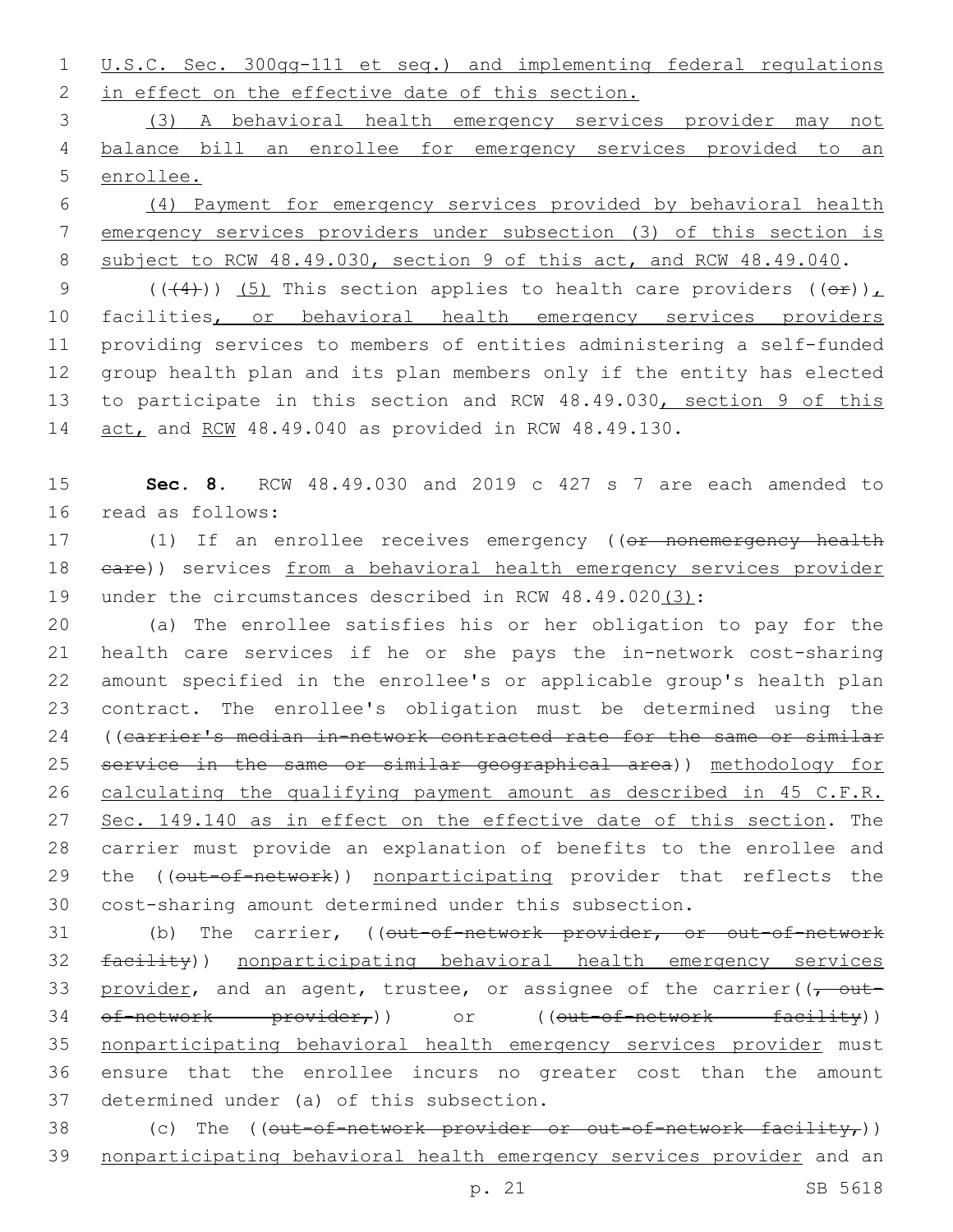U.S.C. Sec. 300gg-111 et seq.) and implementing federal regulations in effect on the effective date of this section.

(3) A behavioral health emergency services provider may not balance bill an enrollee for emergency services provided to an enrollee.

(4) Payment for emergency services provided by behavioral health emergency services providers under subsection (3) of this section is subject to RCW 48.49.030, section 9 of this act, and RCW 48.49.040.

(((4))) (5) This section applies to health care providers ((or)), facilities, or behavioral health emergency services providers providing services to members of entities administering a self-funded group health plan and its plan members only if the entity has elected to participate in this section and RCW 48.49.030, section 9 of this act, and RCW 48.49.040 as provided in RCW 48.49.130.

**Sec. 8.** RCW 48.49.030 and 2019 c 427 s 7 are each amended to read as follows:

(1) If an enrollee receives emergency ((or nonemergency health care)) services from a behavioral health emergency services provider under the circumstances described in RCW 48.49.020(3):

(a) The enrollee satisfies his or her obligation to pay for the health care services if he or she pays the in-network cost-sharing amount specified in the enrollee's or applicable group's health plan contract. The enrollee's obligation must be determined using the ((carrier's median in-network contracted rate for the same or similar service in the same or similar geographical area)) methodology for calculating the qualifying payment amount as described in 45 C.F.R. Sec. 149.140 as in effect on the effective date of this section. The carrier must provide an explanation of benefits to the enrollee and the ((out-of-network)) nonparticipating provider that reflects the cost-sharing amount determined under this subsection.

(b) The carrier, ((out-of-network provider, or out-of-network facility)) nonparticipating behavioral health emergency services provider, and an agent, trustee, or assignee of the carrier((, out-of-network provider,)) or ((out-of-network facility)) nonparticipating behavioral health emergency services provider must ensure that the enrollee incurs no greater cost than the amount determined under (a) of this subsection.

(c) The ((out-of-network provider or out-of-network facility,)) nonparticipating behavioral health emergency services provider and an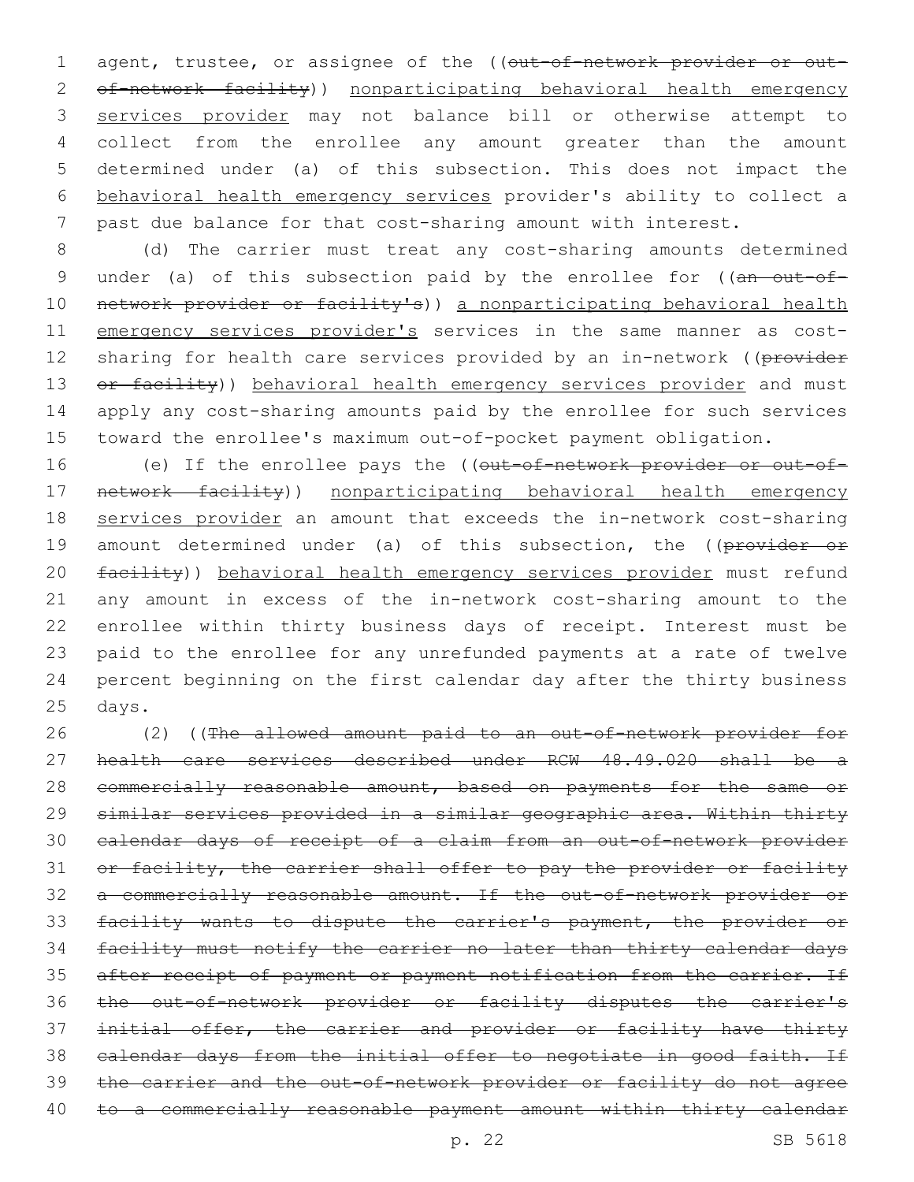agent, trustee, or assignee of the ((~~out-of-network provider or out-of-network facility~~)) <u>nonparticipating behavioral health emergency services provider</u> may not balance bill or otherwise attempt to collect from the enrollee any amount greater than the amount determined under (a) of this subsection. This does not impact the <u>behavioral health emergency services</u> provider's ability to collect a past due balance for that cost-sharing amount with interest.

(d) The carrier must treat any cost-sharing amounts determined under (a) of this subsection paid by the enrollee for ((~~an out-of-network provider or facility's~~)) <u>a nonparticipating behavioral health emergency services provider's</u> services in the same manner as cost-sharing for health care services provided by an in-network ((~~provider or facility~~)) <u>behavioral health emergency services provider</u> and must apply any cost-sharing amounts paid by the enrollee for such services toward the enrollee's maximum out-of-pocket payment obligation.

(e) If the enrollee pays the ((~~out-of-network provider or out-of-network facility~~)) <u>nonparticipating behavioral health emergency services provider</u> an amount that exceeds the in-network cost-sharing amount determined under (a) of this subsection, the ((~~provider or facility~~)) <u>behavioral health emergency services provider</u> must refund any amount in excess of the in-network cost-sharing amount to the enrollee within thirty business days of receipt. Interest must be paid to the enrollee for any unrefunded payments at a rate of twelve percent beginning on the first calendar day after the thirty business days.

(2) ((~~The allowed amount paid to an out-of-network provider for health care services described under RCW 48.49.020 shall be a commercially reasonable amount, based on payments for the same or similar services provided in a similar geographic area. Within thirty calendar days of receipt of a claim from an out-of-network provider or facility, the carrier shall offer to pay the provider or facility a commercially reasonable amount. If the out-of-network provider or facility wants to dispute the carrier's payment, the provider or facility must notify the carrier no later than thirty calendar days after receipt of payment or payment notification from the carrier. If the out-of-network provider or facility disputes the carrier's initial offer, the carrier and provider or facility have thirty calendar days from the initial offer to negotiate in good faith. If the carrier and the out-of-network provider or facility do not agree to a commercially reasonable payment amount within thirty calendar~~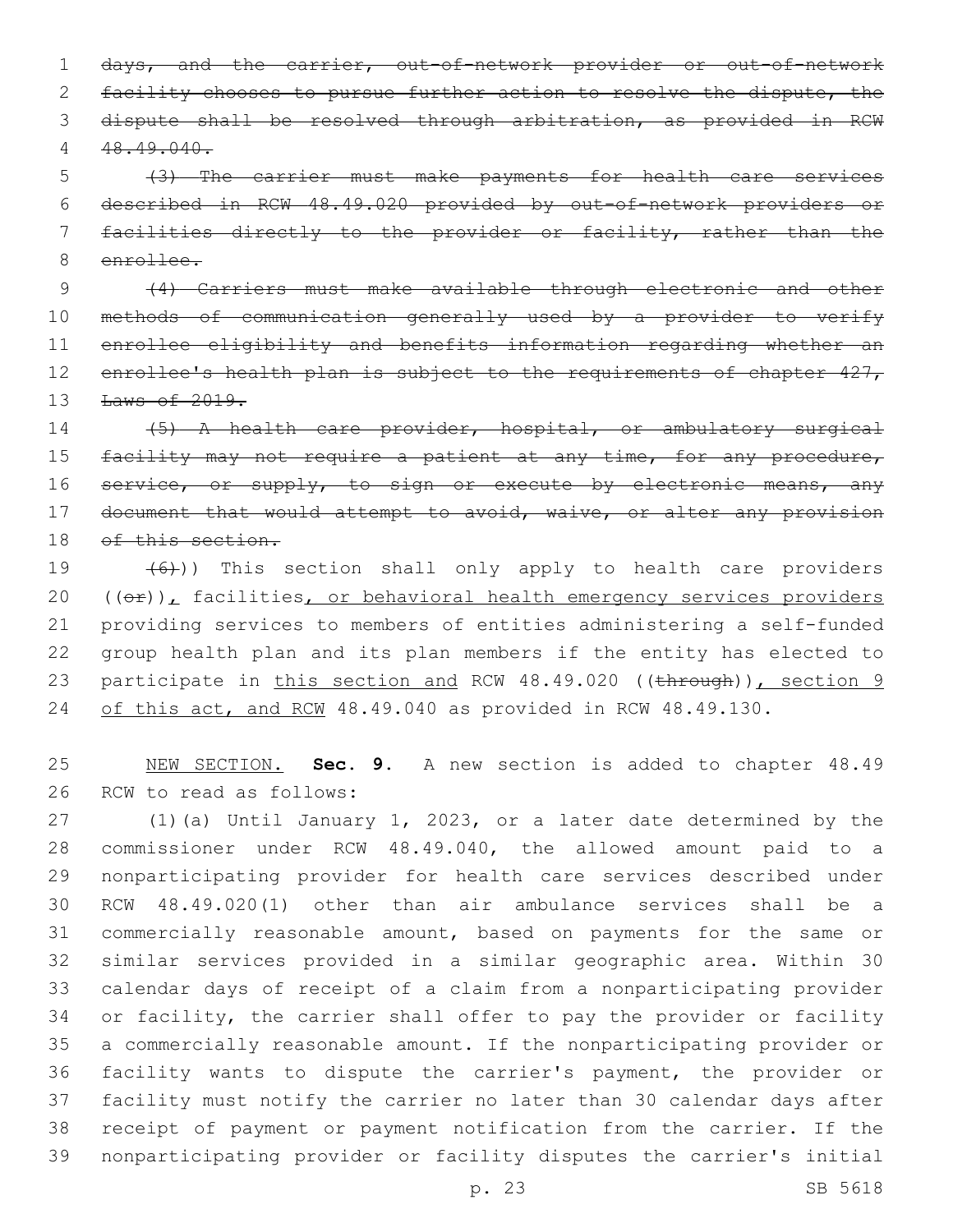~~days, and the carrier, out-of-network provider or out-of-network facility chooses to pursue further action to resolve the dispute, the dispute shall be resolved through arbitration, as provided in RCW 48.49.040.~~

~~(3) The carrier must make payments for health care services described in RCW 48.49.020 provided by out-of-network providers or facilities directly to the provider or facility, rather than the enrollee.~~

~~(4) Carriers must make available through electronic and other methods of communication generally used by a provider to verify enrollee eligibility and benefits information regarding whether an enrollee's health plan is subject to the requirements of chapter 427, Laws of 2019.~~

~~(5) A health care provider, hospital, or ambulatory surgical facility may not require a patient at any time, for any procedure, service, or supply, to sign or execute by electronic means, any document that would attempt to avoid, waive, or alter any provision of this section.~~

~~(6)~~)) This section shall only apply to health care providers ((~~or~~)), facilities, or behavioral health emergency services providers providing services to members of entities administering a self-funded group health plan and its plan members if the entity has elected to participate in this section and RCW 48.49.020 ((~~through~~)), section 9 of this act, and RCW 48.49.040 as provided in RCW 48.49.130.

NEW SECTION. **Sec. 9.** A new section is added to chapter 48.49 RCW to read as follows:

(1)(a) Until January 1, 2023, or a later date determined by the commissioner under RCW 48.49.040, the allowed amount paid to a nonparticipating provider for health care services described under RCW 48.49.020(1) other than air ambulance services shall be a commercially reasonable amount, based on payments for the same or similar services provided in a similar geographic area. Within 30 calendar days of receipt of a claim from a nonparticipating provider or facility, the carrier shall offer to pay the provider or facility a commercially reasonable amount. If the nonparticipating provider or facility wants to dispute the carrier's payment, the provider or facility must notify the carrier no later than 30 calendar days after receipt of payment or payment notification from the carrier. If the nonparticipating provider or facility disputes the carrier's initial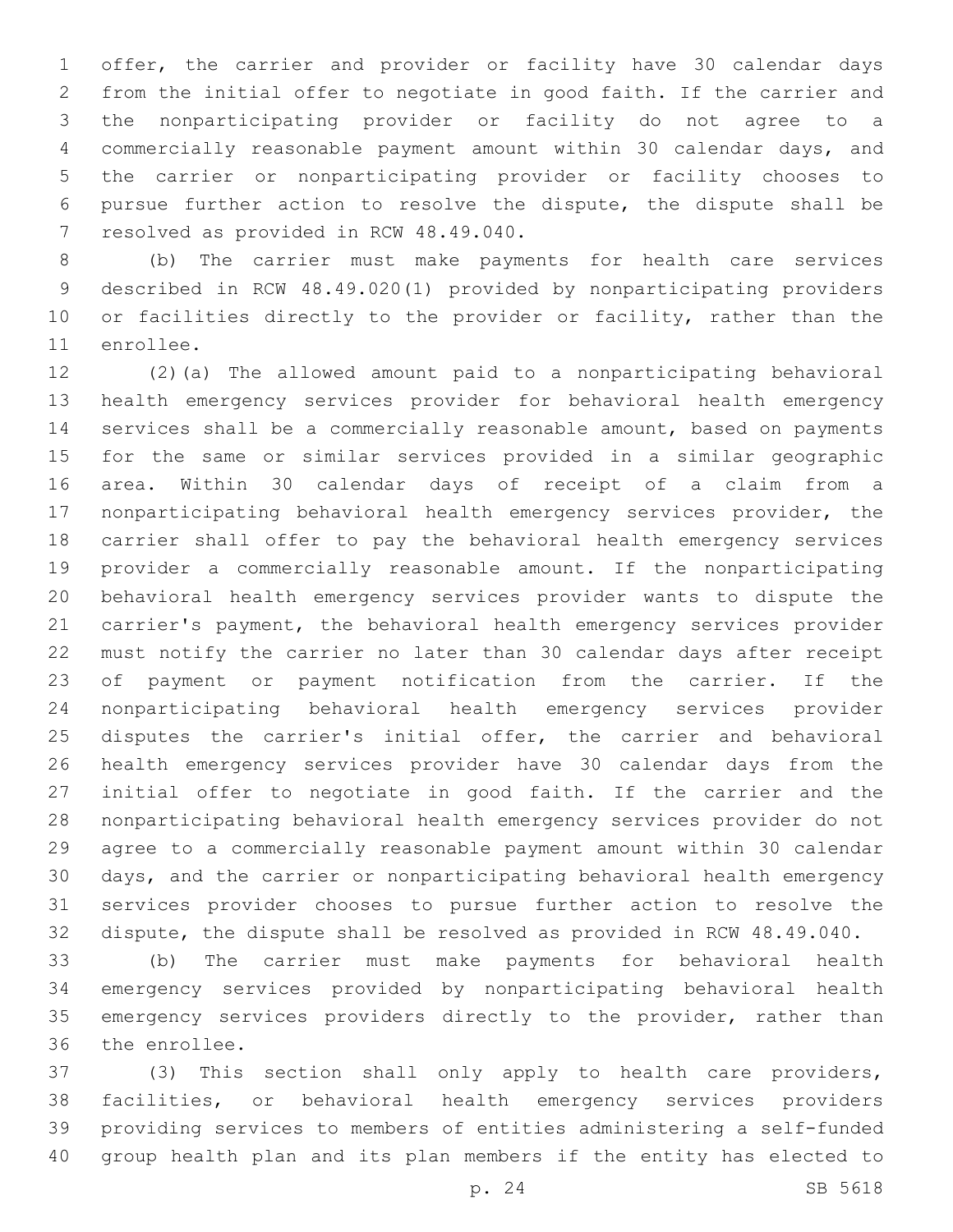offer, the carrier and provider or facility have 30 calendar days from the initial offer to negotiate in good faith. If the carrier and the nonparticipating provider or facility do not agree to a commercially reasonable payment amount within 30 calendar days, and the carrier or nonparticipating provider or facility chooses to pursue further action to resolve the dispute, the dispute shall be resolved as provided in RCW 48.49.040.

(b) The carrier must make payments for health care services described in RCW 48.49.020(1) provided by nonparticipating providers or facilities directly to the provider or facility, rather than the enrollee.

(2)(a) The allowed amount paid to a nonparticipating behavioral health emergency services provider for behavioral health emergency services shall be a commercially reasonable amount, based on payments for the same or similar services provided in a similar geographic area. Within 30 calendar days of receipt of a claim from a nonparticipating behavioral health emergency services provider, the carrier shall offer to pay the behavioral health emergency services provider a commercially reasonable amount. If the nonparticipating behavioral health emergency services provider wants to dispute the carrier's payment, the behavioral health emergency services provider must notify the carrier no later than 30 calendar days after receipt of payment or payment notification from the carrier. If the nonparticipating behavioral health emergency services provider disputes the carrier's initial offer, the carrier and behavioral health emergency services provider have 30 calendar days from the initial offer to negotiate in good faith. If the carrier and the nonparticipating behavioral health emergency services provider do not agree to a commercially reasonable payment amount within 30 calendar days, and the carrier or nonparticipating behavioral health emergency services provider chooses to pursue further action to resolve the dispute, the dispute shall be resolved as provided in RCW 48.49.040.

(b) The carrier must make payments for behavioral health emergency services provided by nonparticipating behavioral health emergency services providers directly to the provider, rather than the enrollee.

(3) This section shall only apply to health care providers, facilities, or behavioral health emergency services providers providing services to members of entities administering a self-funded group health plan and its plan members if the entity has elected to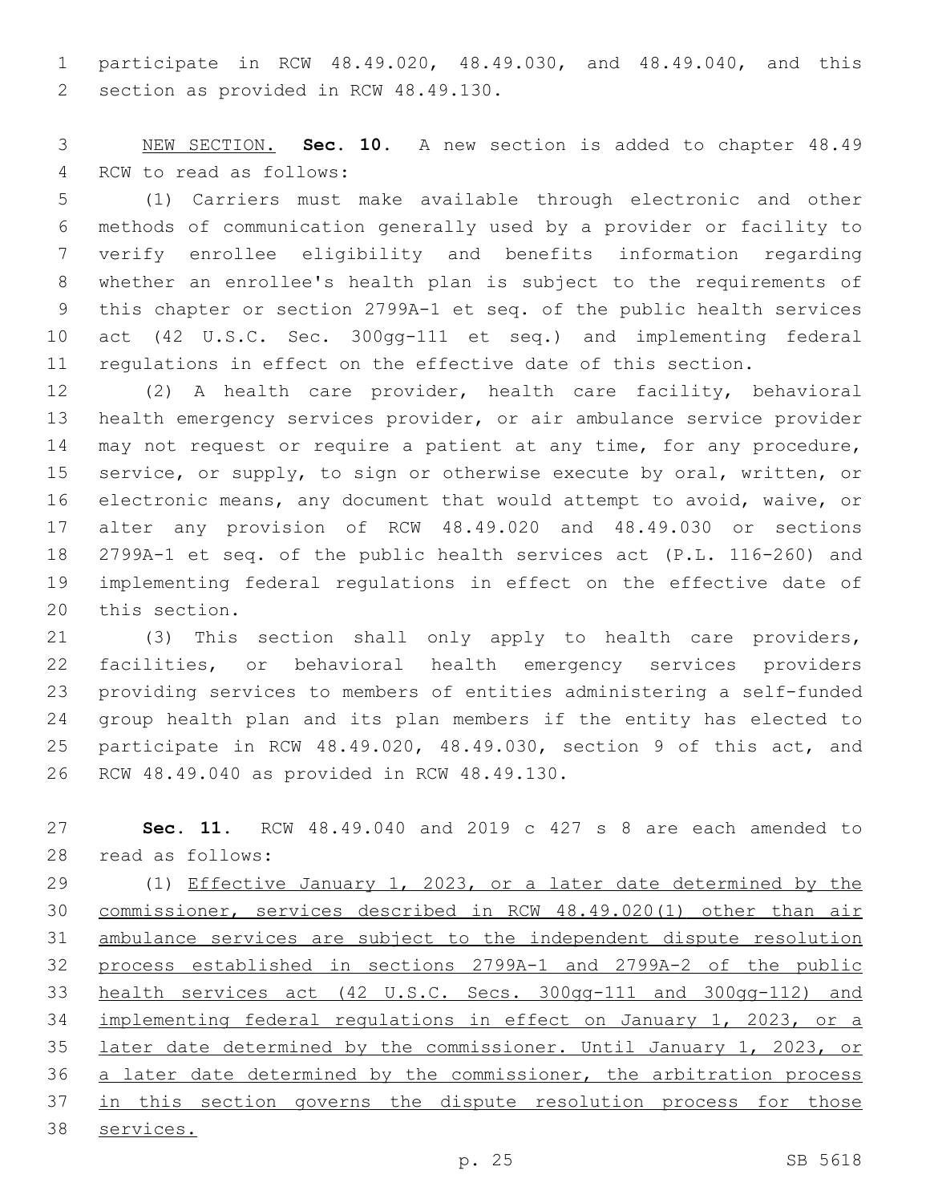participate in RCW 48.49.020, 48.49.030, and 48.49.040, and this section as provided in RCW 48.49.130.

<u>NEW SECTION.</u> **Sec. 10.** A new section is added to chapter 48.49 RCW to read as follows:

(1) Carriers must make available through electronic and other methods of communication generally used by a provider or facility to verify enrollee eligibility and benefits information regarding whether an enrollee's health plan is subject to the requirements of this chapter or section 2799A-1 et seq. of the public health services act (42 U.S.C. Sec. 300gg-111 et seq.) and implementing federal regulations in effect on the effective date of this section.

(2) A health care provider, health care facility, behavioral health emergency services provider, or air ambulance service provider may not request or require a patient at any time, for any procedure, service, or supply, to sign or otherwise execute by oral, written, or electronic means, any document that would attempt to avoid, waive, or alter any provision of RCW 48.49.020 and 48.49.030 or sections 2799A-1 et seq. of the public health services act (P.L. 116-260) and implementing federal regulations in effect on the effective date of this section.

(3) This section shall only apply to health care providers, facilities, or behavioral health emergency services providers providing services to members of entities administering a self-funded group health plan and its plan members if the entity has elected to participate in RCW 48.49.020, 48.49.030, section 9 of this act, and RCW 48.49.040 as provided in RCW 48.49.130.

**Sec. 11.** RCW 48.49.040 and 2019 c 427 s 8 are each amended to read as follows:

(1) <u>Effective January 1, 2023, or a later date determined by the commissioner, services described in RCW 48.49.020(1) other than air ambulance services are subject to the independent dispute resolution process established in sections 2799A-1 and 2799A-2 of the public health services act (42 U.S.C. Secs. 300gg-111 and 300gg-112) and implementing federal regulations in effect on January 1, 2023, or a later date determined by the commissioner. Until January 1, 2023, or a later date determined by the commissioner, the arbitration process in this section governs the dispute resolution process for those services.</u>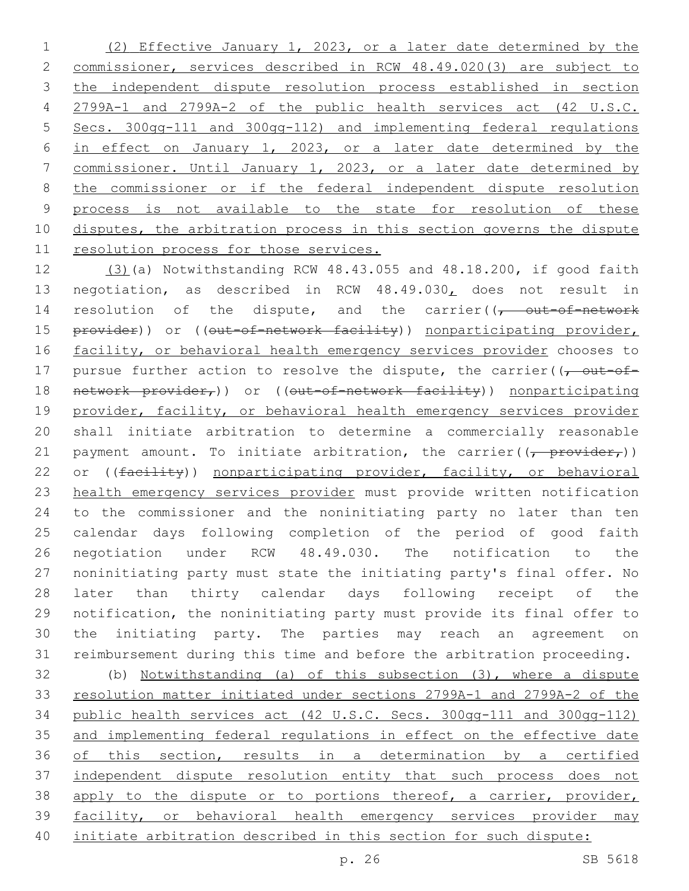(2) Effective January 1, 2023, or a later date determined by the commissioner, services described in RCW 48.49.020(3) are subject to the independent dispute resolution process established in section 2799A-1 and 2799A-2 of the public health services act (42 U.S.C. Secs. 300gg-111 and 300gg-112) and implementing federal regulations in effect on January 1, 2023, or a later date determined by the commissioner. Until January 1, 2023, or a later date determined by the commissioner or if the federal independent dispute resolution process is not available to the state for resolution of these disputes, the arbitration process in this section governs the dispute resolution process for those services.

(3)(a) Notwithstanding RCW 48.43.055 and 48.18.200, if good faith negotiation, as described in RCW 48.49.030, does not result in resolution of the dispute, and the carrier((, out-of-network provider)) or ((out-of-network facility)) nonparticipating provider, facility, or behavioral health emergency services provider chooses to pursue further action to resolve the dispute, the carrier((, out-of-network provider,)) or ((out-of-network facility)) nonparticipating provider, facility, or behavioral health emergency services provider shall initiate arbitration to determine a commercially reasonable payment amount. To initiate arbitration, the carrier((, provider,)) or ((facility)) nonparticipating provider, facility, or behavioral health emergency services provider must provide written notification to the commissioner and the noninitiating party no later than ten calendar days following completion of the period of good faith negotiation under RCW 48.49.030. The notification to the noninitiating party must state the initiating party's final offer. No later than thirty calendar days following receipt of the notification, the noninitiating party must provide its final offer to the initiating party. The parties may reach an agreement on reimbursement during this time and before the arbitration proceeding.

(b) Notwithstanding (a) of this subsection (3), where a dispute resolution matter initiated under sections 2799A-1 and 2799A-2 of the public health services act (42 U.S.C. Secs. 300gg-111 and 300gg-112) and implementing federal regulations in effect on the effective date of this section, results in a determination by a certified independent dispute resolution entity that such process does not apply to the dispute or to portions thereof, a carrier, provider, facility, or behavioral health emergency services provider may initiate arbitration described in this section for such dispute: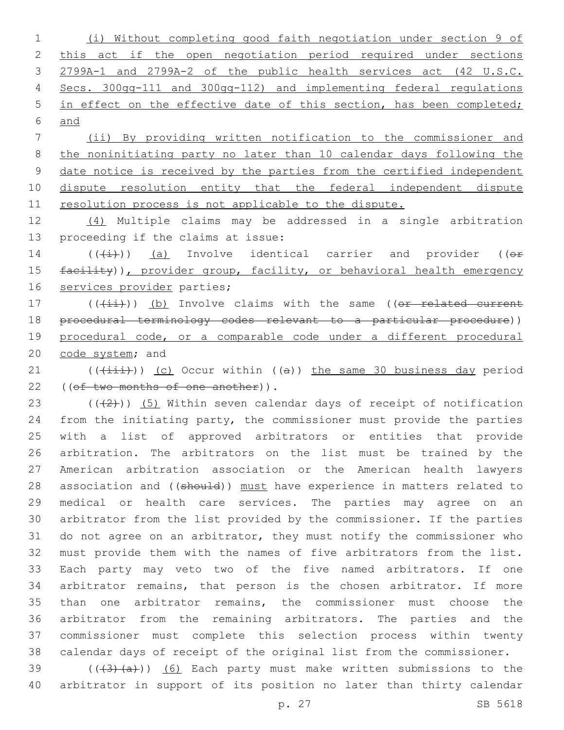(i) Without completing good faith negotiation under section 9 of this act if the open negotiation period required under sections 2799A-1 and 2799A-2 of the public health services act (42 U.S.C. Secs. 300gg-111 and 300gg-112) and implementing federal regulations in effect on the effective date of this section, has been completed; and

(ii) By providing written notification to the commissioner and the noninitiating party no later than 10 calendar days following the date notice is received by the parties from the certified independent dispute resolution entity that the federal independent dispute resolution process is not applicable to the dispute.

(4) Multiple claims may be addressed in a single arbitration proceeding if the claims at issue:

(((i))) (a) Involve identical carrier and provider ((or facility)), provider group, facility, or behavioral health emergency services provider parties;

(((ii))) (b) Involve claims with the same ((or related current procedural terminology codes relevant to a particular procedure)) procedural code, or a comparable code under a different procedural code system; and

(((iii))) (c) Occur within ((a)) the same 30 business day period ((of two months of one another)).

(((2))) (5) Within seven calendar days of receipt of notification from the initiating party, the commissioner must provide the parties with a list of approved arbitrators or entities that provide arbitration. The arbitrators on the list must be trained by the American arbitration association or the American health lawyers association and ((should)) must have experience in matters related to medical or health care services. The parties may agree on an arbitrator from the list provided by the commissioner. If the parties do not agree on an arbitrator, they must notify the commissioner who must provide them with the names of five arbitrators from the list. Each party may veto two of the five named arbitrators. If one arbitrator remains, that person is the chosen arbitrator. If more than one arbitrator remains, the commissioner must choose the arbitrator from the remaining arbitrators. The parties and the commissioner must complete this selection process within twenty calendar days of receipt of the original list from the commissioner.

(((3)(a))) (6) Each party must make written submissions to the arbitrator in support of its position no later than thirty calendar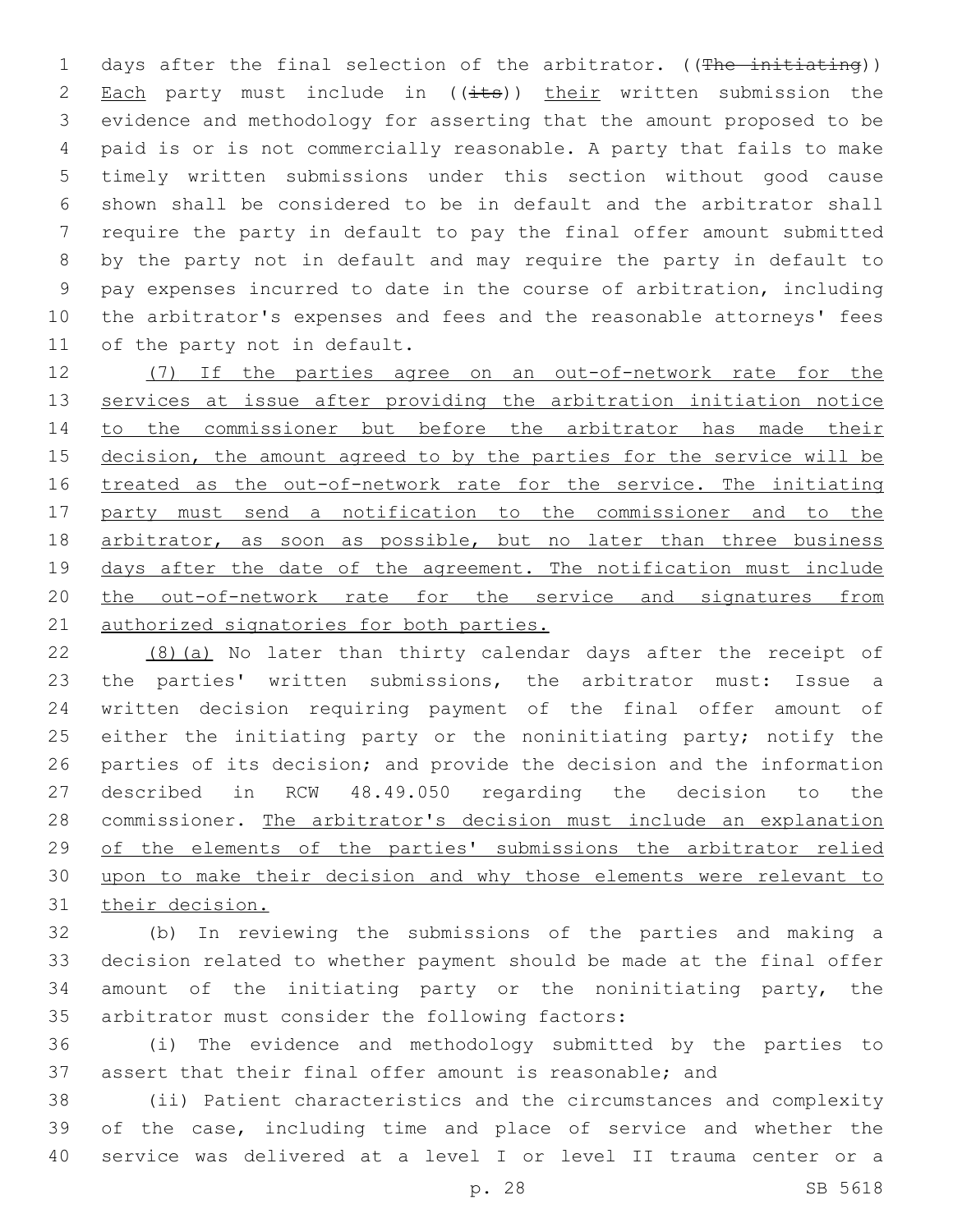days after the final selection of the arbitrator. ((~~The initiating~~)) <u>Each</u> party must include in ((~~its~~)) <u>their</u> written submission the evidence and methodology for asserting that the amount proposed to be paid is or is not commercially reasonable. A party that fails to make timely written submissions under this section without good cause shown shall be considered to be in default and the arbitrator shall require the party in default to pay the final offer amount submitted by the party not in default and may require the party in default to pay expenses incurred to date in the course of arbitration, including the arbitrator's expenses and fees and the reasonable attorneys' fees of the party not in default.

<u>(7) If the parties agree on an out-of-network rate for the services at issue after providing the arbitration initiation notice to the commissioner but before the arbitrator has made their decision, the amount agreed to by the parties for the service will be treated as the out-of-network rate for the service. The initiating party must send a notification to the commissioner and to the arbitrator, as soon as possible, but no later than three business days after the date of the agreement. The notification must include the out-of-network rate for the service and signatures from authorized signatories for both parties.</u>

<u>(8)(a)</u> No later than thirty calendar days after the receipt of the parties' written submissions, the arbitrator must: Issue a written decision requiring payment of the final offer amount of either the initiating party or the noninitiating party; notify the parties of its decision; and provide the decision and the information described in RCW 48.49.050 regarding the decision to the commissioner. <u>The arbitrator's decision must include an explanation of the elements of the parties' submissions the arbitrator relied upon to make their decision and why those elements were relevant to their decision.</u>

(b) In reviewing the submissions of the parties and making a decision related to whether payment should be made at the final offer amount of the initiating party or the noninitiating party, the arbitrator must consider the following factors:

(i) The evidence and methodology submitted by the parties to assert that their final offer amount is reasonable; and

(ii) Patient characteristics and the circumstances and complexity of the case, including time and place of service and whether the service was delivered at a level I or level II trauma center or a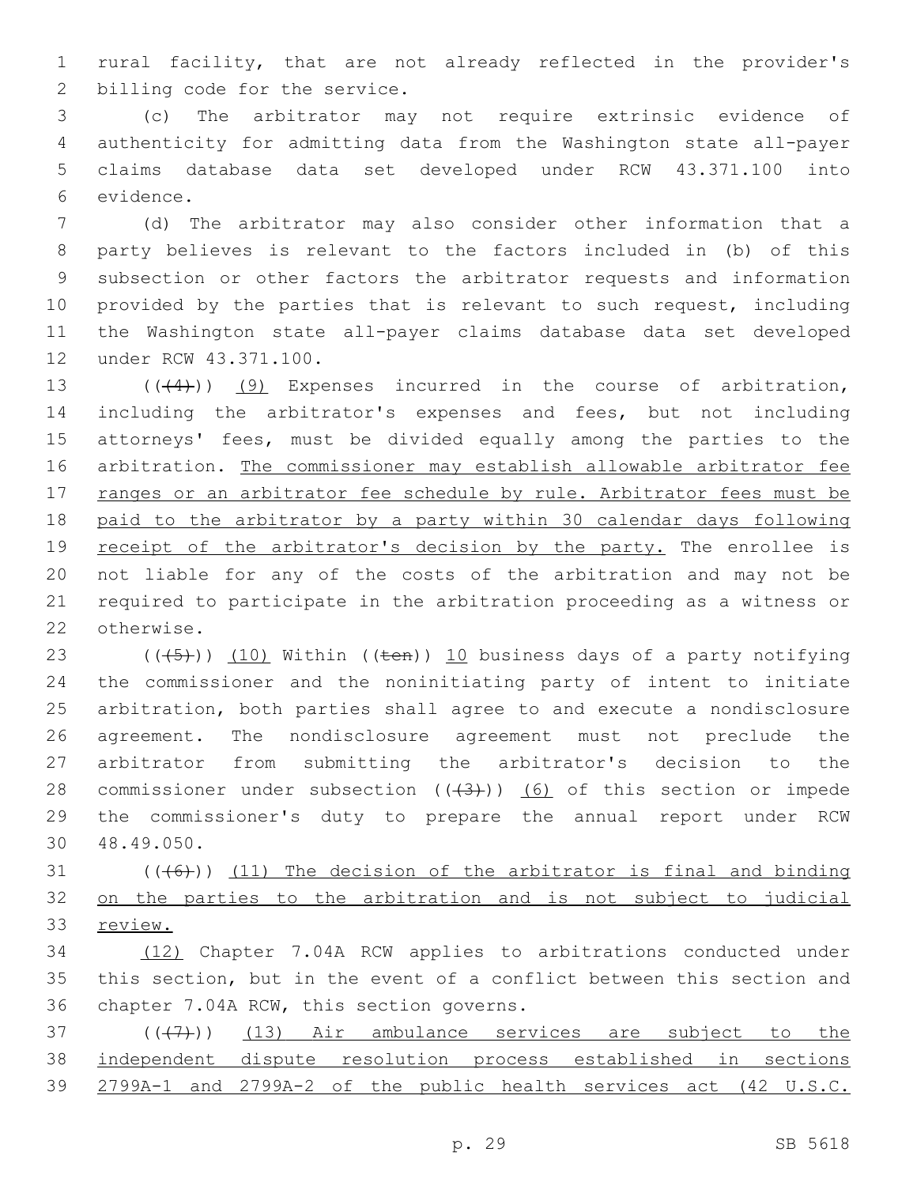rural facility, that are not already reflected in the provider's billing code for the service.

(c) The arbitrator may not require extrinsic evidence of authenticity for admitting data from the Washington state all-payer claims database data set developed under RCW 43.371.100 into evidence.

(d) The arbitrator may also consider other information that a party believes is relevant to the factors included in (b) of this subsection or other factors the arbitrator requests and information provided by the parties that is relevant to such request, including the Washington state all-payer claims database data set developed under RCW 43.371.100.

(((4))) (9) Expenses incurred in the course of arbitration, including the arbitrator's expenses and fees, but not including attorneys' fees, must be divided equally among the parties to the arbitration. The commissioner may establish allowable arbitrator fee ranges or an arbitrator fee schedule by rule. Arbitrator fees must be paid to the arbitrator by a party within 30 calendar days following receipt of the arbitrator's decision by the party. The enrollee is not liable for any of the costs of the arbitration and may not be required to participate in the arbitration proceeding as a witness or otherwise.

(((5))) (10) Within ((ten)) 10 business days of a party notifying the commissioner and the noninitiating party of intent to initiate arbitration, both parties shall agree to and execute a nondisclosure agreement. The nondisclosure agreement must not preclude the arbitrator from submitting the arbitrator's decision to the commissioner under subsection (((3))) (6) of this section or impede the commissioner's duty to prepare the annual report under RCW 48.49.050.

(((6))) (11) The decision of the arbitrator is final and binding on the parties to the arbitration and is not subject to judicial review.

(12) Chapter 7.04A RCW applies to arbitrations conducted under this section, but in the event of a conflict between this section and chapter 7.04A RCW, this section governs.

(((7))) (13) Air ambulance services are subject to the independent dispute resolution process established in sections 2799A-1 and 2799A-2 of the public health services act (42 U.S.C.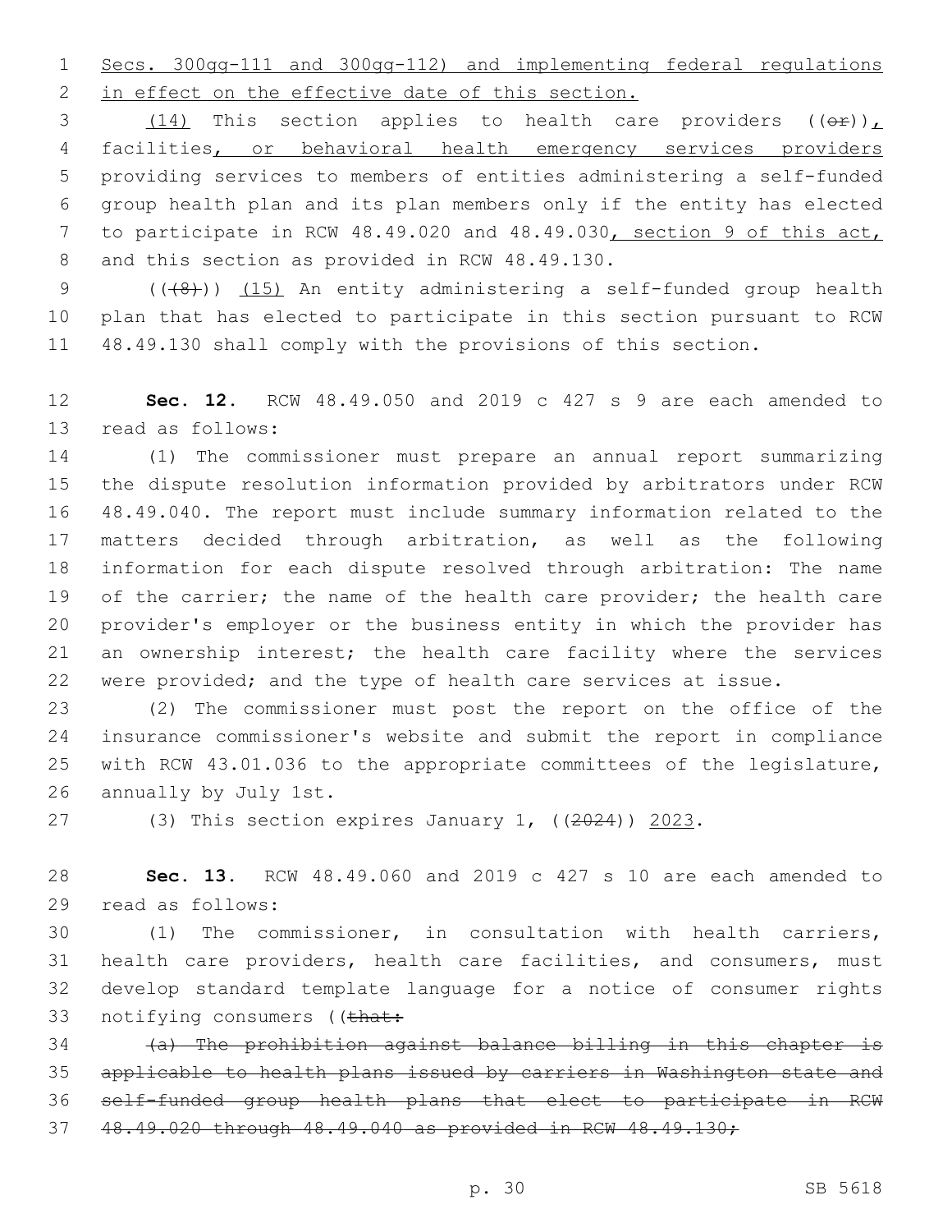Secs. 300gg-111 and 300gg-112) and implementing federal regulations in effect on the effective date of this section.

(14) This section applies to health care providers ((~~or~~)), facilities, or behavioral health emergency services providers providing services to members of entities administering a self-funded group health plan and its plan members only if the entity has elected to participate in RCW 48.49.020 and 48.49.030, section 9 of this act, and this section as provided in RCW 48.49.130.

((~~(8)~~)) (15) An entity administering a self-funded group health plan that has elected to participate in this section pursuant to RCW 48.49.130 shall comply with the provisions of this section.

**Sec. 12.** RCW 48.49.050 and 2019 c 427 s 9 are each amended to read as follows:

(1) The commissioner must prepare an annual report summarizing the dispute resolution information provided by arbitrators under RCW 48.49.040. The report must include summary information related to the matters decided through arbitration, as well as the following information for each dispute resolved through arbitration: The name of the carrier; the name of the health care provider; the health care provider's employer or the business entity in which the provider has an ownership interest; the health care facility where the services were provided; and the type of health care services at issue.

(2) The commissioner must post the report on the office of the insurance commissioner's website and submit the report in compliance with RCW 43.01.036 to the appropriate committees of the legislature, annually by July 1st.

(3) This section expires January 1, ((~~2024~~)) 2023.

**Sec. 13.** RCW 48.49.060 and 2019 c 427 s 10 are each amended to read as follows:

(1) The commissioner, in consultation with health carriers, health care providers, health care facilities, and consumers, must develop standard template language for a notice of consumer rights notifying consumers ((~~that:~~

~~(a) The prohibition against balance billing in this chapter is applicable to health plans issued by carriers in Washington state and self-funded group health plans that elect to participate in RCW 48.49.020 through 48.49.040 as provided in RCW 48.49.130;~~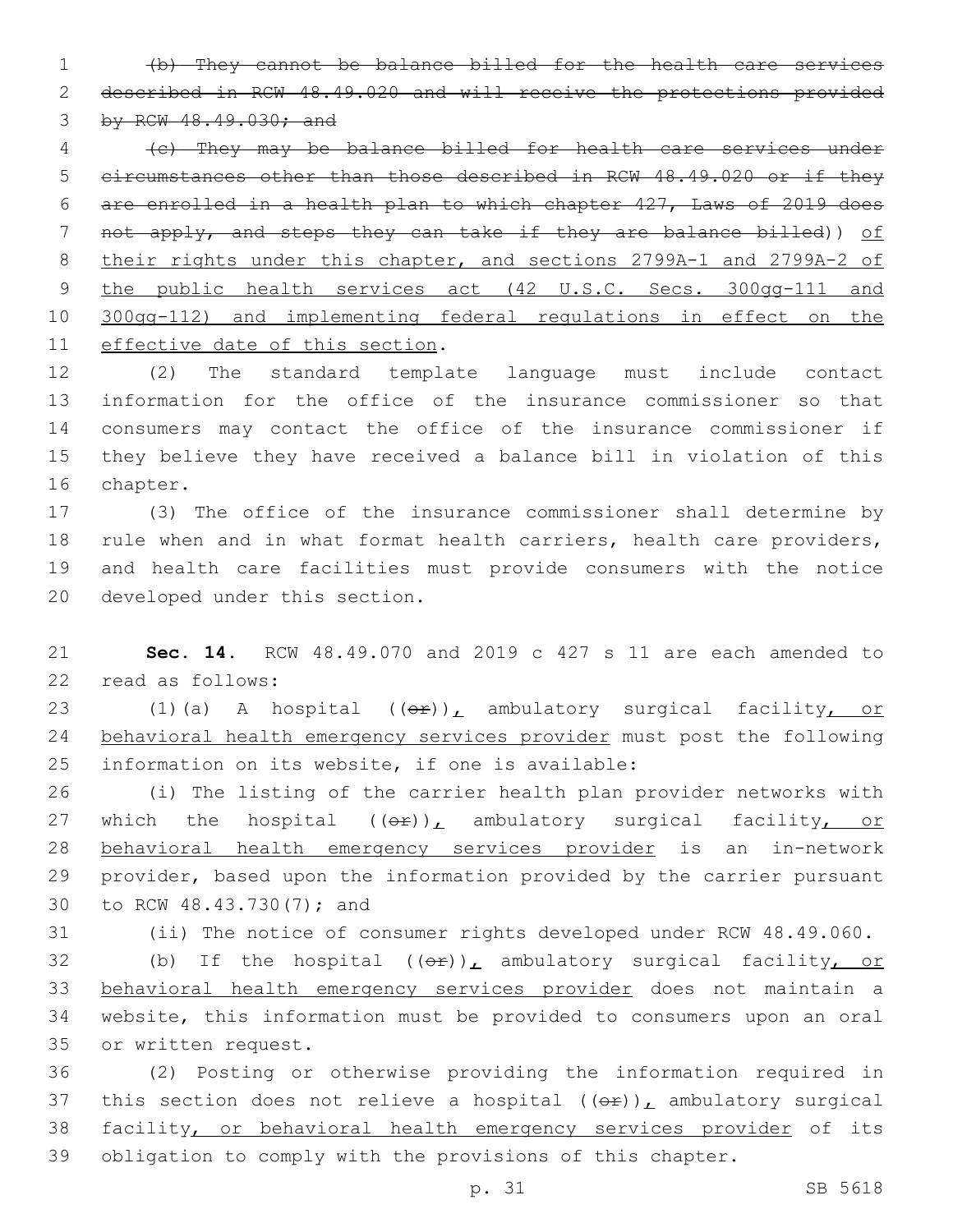~~(b) They cannot be balance billed for the health care services described in RCW 48.49.020 and will receive the protections provided by RCW 48.49.030; and~~

~~(c) They may be balance billed for health care services under circumstances other than those described in RCW 48.49.020 or if they are enrolled in a health plan to which chapter 427, Laws of 2019 does not apply, and steps they can take if they are balance billed~~)) <u>of their rights under this chapter, and sections 2799A-1 and 2799A-2 of the public health services act (42 U.S.C. Secs. 300gg-111 and 300gg-112) and implementing federal regulations in effect on the effective date of this section</u>.

(2) The standard template language must include contact information for the office of the insurance commissioner so that consumers may contact the office of the insurance commissioner if they believe they have received a balance bill in violation of this chapter.

(3) The office of the insurance commissioner shall determine by rule when and in what format health carriers, health care providers, and health care facilities must provide consumers with the notice developed under this section.

**Sec. 14.** RCW 48.49.070 and 2019 c 427 s 11 are each amended to read as follows:

(1)(a) A hospital ((~~or~~))<u>,</u> ambulatory surgical facility<u>, or behavioral health emergency services provider</u> must post the following information on its website, if one is available:

(i) The listing of the carrier health plan provider networks with which the hospital ((~~or~~))<u>,</u> ambulatory surgical facility<u>, or behavioral health emergency services provider</u> is an in-network provider, based upon the information provided by the carrier pursuant to RCW 48.43.730(7); and

(ii) The notice of consumer rights developed under RCW 48.49.060.

(b) If the hospital ((~~or~~))<u>,</u> ambulatory surgical facility<u>, or behavioral health emergency services provider</u> does not maintain a website, this information must be provided to consumers upon an oral or written request.

(2) Posting or otherwise providing the information required in this section does not relieve a hospital ((~~or~~))<u>,</u> ambulatory surgical facility<u>, or behavioral health emergency services provider</u> of its obligation to comply with the provisions of this chapter.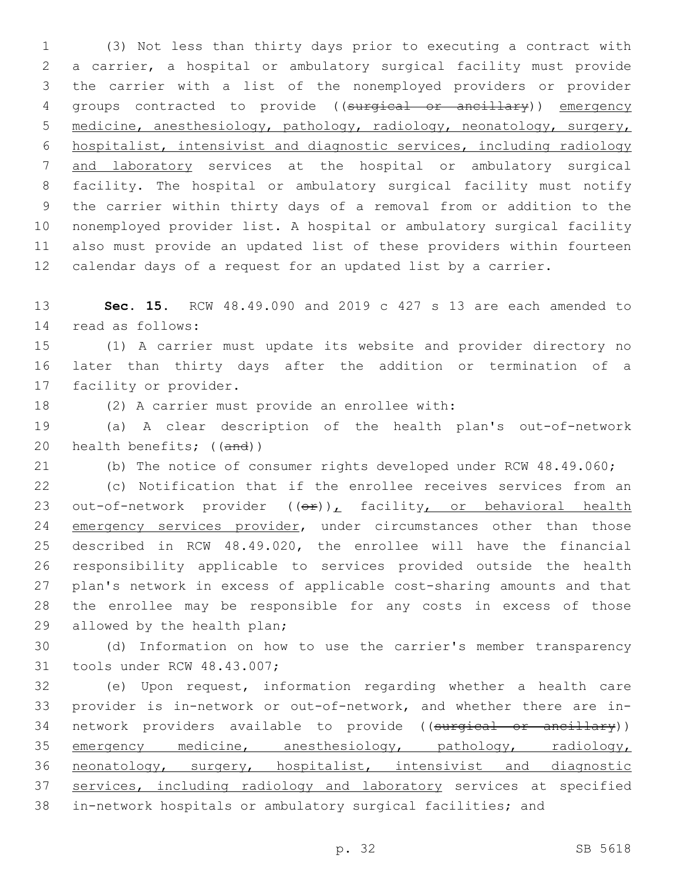(3) Not less than thirty days prior to executing a contract with a carrier, a hospital or ambulatory surgical facility must provide the carrier with a list of the nonemployed providers or provider groups contracted to provide ((~~surgical or ancillary~~)) emergency medicine, anesthesiology, pathology, radiology, neonatology, surgery, hospitalist, intensivist and diagnostic services, including radiology and laboratory services at the hospital or ambulatory surgical facility. The hospital or ambulatory surgical facility must notify the carrier within thirty days of a removal from or addition to the nonemployed provider list. A hospital or ambulatory surgical facility also must provide an updated list of these providers within fourteen calendar days of a request for an updated list by a carrier.

**Sec. 15.** RCW 48.49.090 and 2019 c 427 s 13 are each amended to read as follows:

(1) A carrier must update its website and provider directory no later than thirty days after the addition or termination of a facility or provider.

(2) A carrier must provide an enrollee with:

(a) A clear description of the health plan's out-of-network health benefits; ((~~and~~))

(b) The notice of consumer rights developed under RCW 48.49.060;

(c) Notification that if the enrollee receives services from an out-of-network provider ((~~or~~)), facility, or behavioral health emergency services provider, under circumstances other than those described in RCW 48.49.020, the enrollee will have the financial responsibility applicable to services provided outside the health plan's network in excess of applicable cost-sharing amounts and that the enrollee may be responsible for any costs in excess of those allowed by the health plan;

(d) Information on how to use the carrier's member transparency tools under RCW 48.43.007;

(e) Upon request, information regarding whether a health care provider is in-network or out-of-network, and whether there are in-network providers available to provide ((~~surgical or ancillary~~)) emergency medicine, anesthesiology, pathology, radiology, neonatology, surgery, hospitalist, intensivist and diagnostic services, including radiology and laboratory services at specified in-network hospitals or ambulatory surgical facilities; and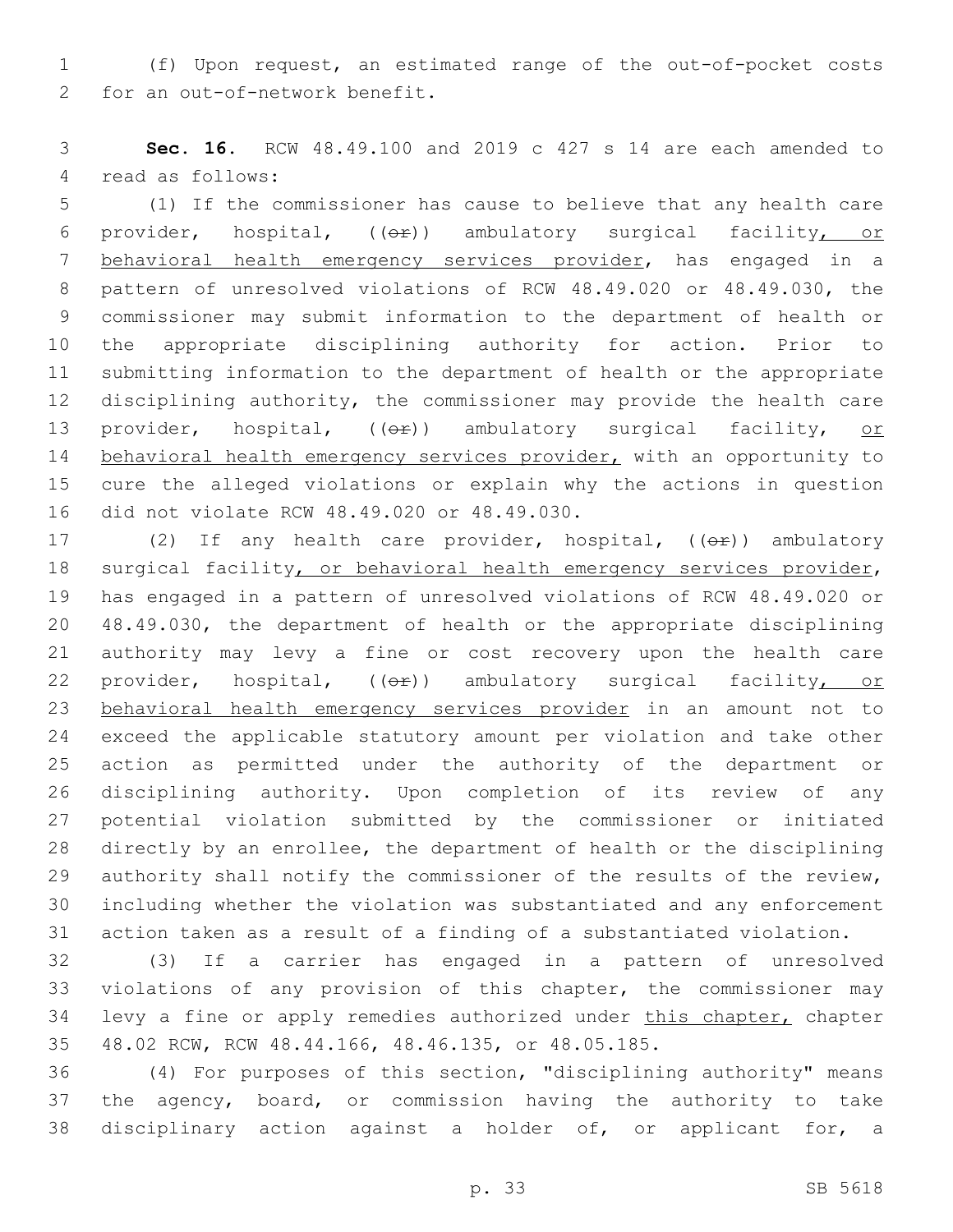(f) Upon request, an estimated range of the out-of-pocket costs for an out-of-network benefit.

**Sec. 16.** RCW 48.49.100 and 2019 c 427 s 14 are each amended to read as follows:

(1) If the commissioner has cause to believe that any health care provider, hospital, ((or)) ambulatory surgical facility, or behavioral health emergency services provider, has engaged in a pattern of unresolved violations of RCW 48.49.020 or 48.49.030, the commissioner may submit information to the department of health or the appropriate disciplining authority for action. Prior to submitting information to the department of health or the appropriate disciplining authority, the commissioner may provide the health care provider, hospital, ((or)) ambulatory surgical facility, or behavioral health emergency services provider, with an opportunity to cure the alleged violations or explain why the actions in question did not violate RCW 48.49.020 or 48.49.030.

(2) If any health care provider, hospital, ((or)) ambulatory surgical facility, or behavioral health emergency services provider, has engaged in a pattern of unresolved violations of RCW 48.49.020 or 48.49.030, the department of health or the appropriate disciplining authority may levy a fine or cost recovery upon the health care provider, hospital, ((or)) ambulatory surgical facility, or behavioral health emergency services provider in an amount not to exceed the applicable statutory amount per violation and take other action as permitted under the authority of the department or disciplining authority. Upon completion of its review of any potential violation submitted by the commissioner or initiated directly by an enrollee, the department of health or the disciplining authority shall notify the commissioner of the results of the review, including whether the violation was substantiated and any enforcement action taken as a result of a finding of a substantiated violation.

(3) If a carrier has engaged in a pattern of unresolved violations of any provision of this chapter, the commissioner may levy a fine or apply remedies authorized under this chapter, chapter 48.02 RCW, RCW 48.44.166, 48.46.135, or 48.05.185.

(4) For purposes of this section, "disciplining authority" means the agency, board, or commission having the authority to take disciplinary action against a holder of, or applicant for, a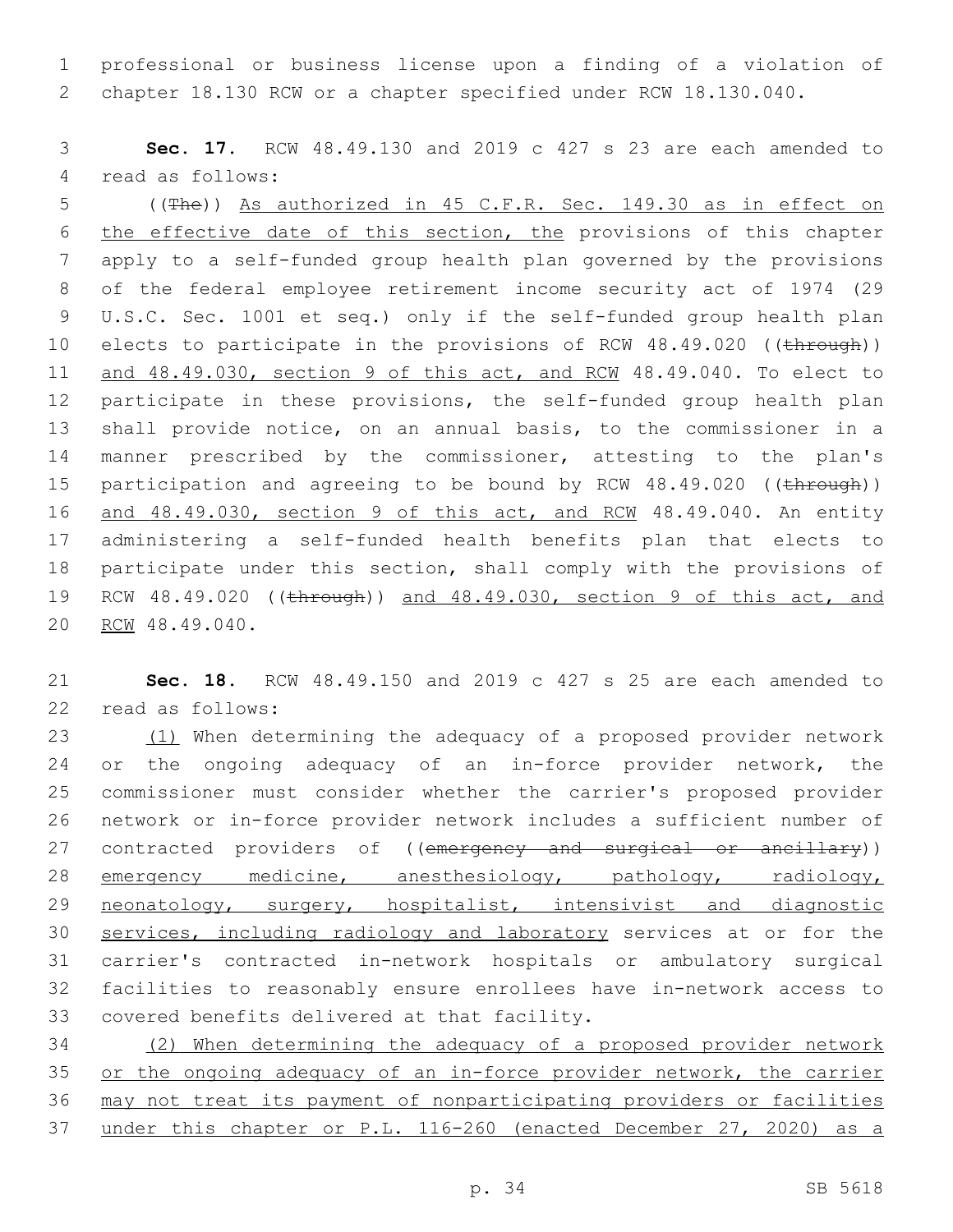professional or business license upon a finding of a violation of chapter 18.130 RCW or a chapter specified under RCW 18.130.040.

**Sec. 17.** RCW 48.49.130 and 2019 c 427 s 23 are each amended to read as follows:

((~~The~~)) <u>As authorized in 45 C.F.R. Sec. 149.30 as in effect on the effective date of this section, the</u> provisions of this chapter apply to a self-funded group health plan governed by the provisions of the federal employee retirement income security act of 1974 (29 U.S.C. Sec. 1001 et seq.) only if the self-funded group health plan elects to participate in the provisions of RCW 48.49.020 ((~~through~~)) <u>and 48.49.030, section 9 of this act, and RCW</u> 48.49.040. To elect to participate in these provisions, the self-funded group health plan shall provide notice, on an annual basis, to the commissioner in a manner prescribed by the commissioner, attesting to the plan's participation and agreeing to be bound by RCW 48.49.020 ((~~through~~)) <u>and 48.49.030, section 9 of this act, and RCW</u> 48.49.040. An entity administering a self-funded health benefits plan that elects to participate under this section, shall comply with the provisions of RCW 48.49.020 ((~~through~~)) <u>and 48.49.030, section 9 of this act, and RCW</u> 48.49.040.

**Sec. 18.** RCW 48.49.150 and 2019 c 427 s 25 are each amended to read as follows:

<u>(1)</u> When determining the adequacy of a proposed provider network or the ongoing adequacy of an in-force provider network, the commissioner must consider whether the carrier's proposed provider network or in-force provider network includes a sufficient number of contracted providers of ((~~emergency and surgical or ancillary~~)) <u>emergency medicine, anesthesiology, pathology, radiology, neonatology, surgery, hospitalist, intensivist and diagnostic services, including radiology and laboratory</u> services at or for the carrier's contracted in-network hospitals or ambulatory surgical facilities to reasonably ensure enrollees have in-network access to covered benefits delivered at that facility.

<u>(2) When determining the adequacy of a proposed provider network or the ongoing adequacy of an in-force provider network, the carrier may not treat its payment of nonparticipating providers or facilities under this chapter or P.L. 116-260 (enacted December 27, 2020) as a</u>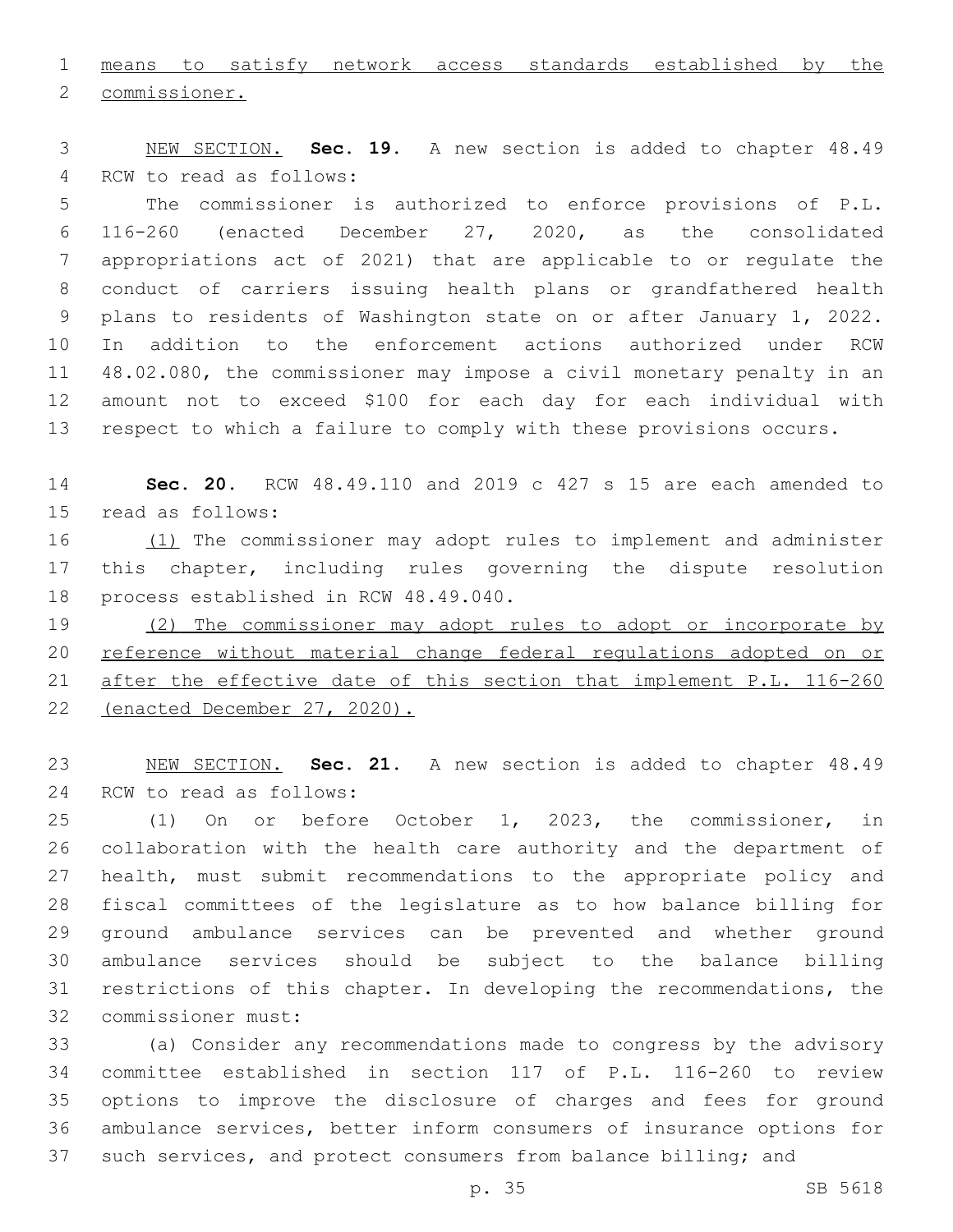means to satisfy network access standards established by the commissioner.

NEW SECTION. **Sec. 19.** A new section is added to chapter 48.49 RCW to read as follows:

The commissioner is authorized to enforce provisions of P.L. 116-260 (enacted December 27, 2020, as the consolidated appropriations act of 2021) that are applicable to or regulate the conduct of carriers issuing health plans or grandfathered health plans to residents of Washington state on or after January 1, 2022. In addition to the enforcement actions authorized under RCW 48.02.080, the commissioner may impose a civil monetary penalty in an amount not to exceed $100 for each day for each individual with respect to which a failure to comply with these provisions occurs.

**Sec. 20.** RCW 48.49.110 and 2019 c 427 s 15 are each amended to read as follows:

(1) The commissioner may adopt rules to implement and administer this chapter, including rules governing the dispute resolution process established in RCW 48.49.040.

(2) The commissioner may adopt rules to adopt or incorporate by reference without material change federal regulations adopted on or after the effective date of this section that implement P.L. 116-260 (enacted December 27, 2020).

NEW SECTION. **Sec. 21.** A new section is added to chapter 48.49 RCW to read as follows:

(1) On or before October 1, 2023, the commissioner, in collaboration with the health care authority and the department of health, must submit recommendations to the appropriate policy and fiscal committees of the legislature as to how balance billing for ground ambulance services can be prevented and whether ground ambulance services should be subject to the balance billing restrictions of this chapter. In developing the recommendations, the commissioner must:

(a) Consider any recommendations made to congress by the advisory committee established in section 117 of P.L. 116-260 to review options to improve the disclosure of charges and fees for ground ambulance services, better inform consumers of insurance options for such services, and protect consumers from balance billing; and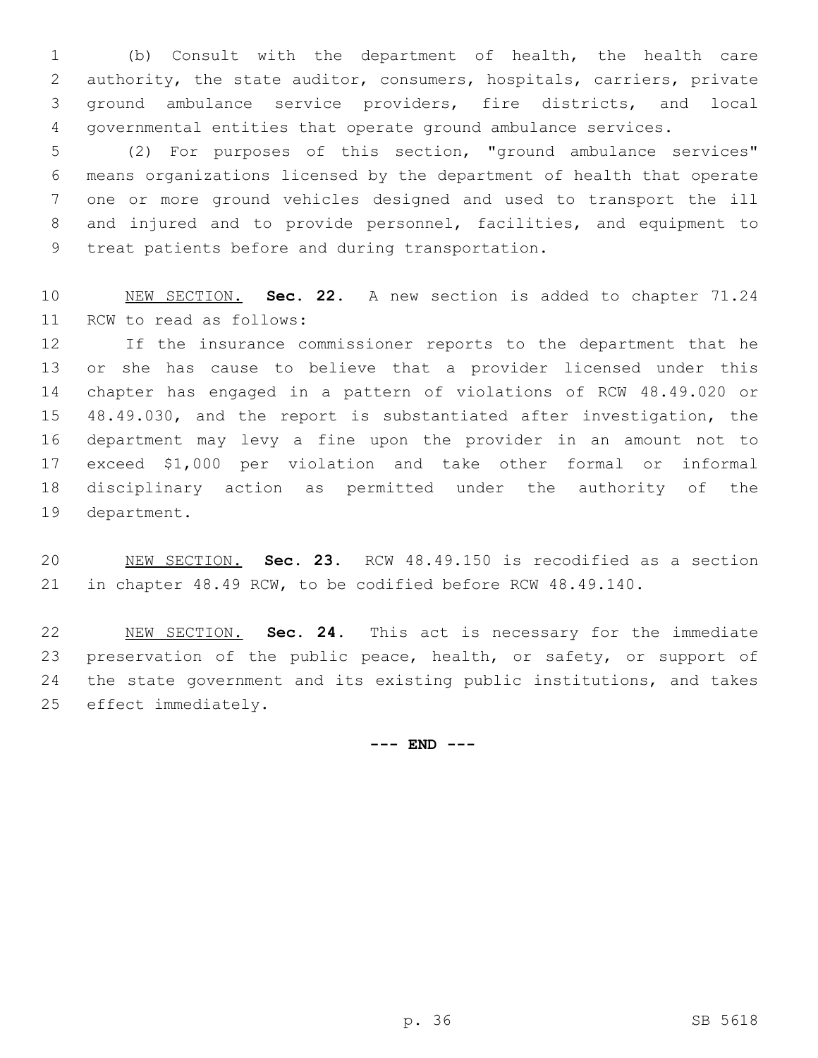(b) Consult with the department of health, the health care authority, the state auditor, consumers, hospitals, carriers, private ground ambulance service providers, fire districts, and local governmental entities that operate ground ambulance services.

(2) For purposes of this section, "ground ambulance services" means organizations licensed by the department of health that operate one or more ground vehicles designed and used to transport the ill and injured and to provide personnel, facilities, and equipment to treat patients before and during transportation.

NEW SECTION. **Sec. 22.** A new section is added to chapter 71.24 RCW to read as follows:

If the insurance commissioner reports to the department that he or she has cause to believe that a provider licensed under this chapter has engaged in a pattern of violations of RCW 48.49.020 or 48.49.030, and the report is substantiated after investigation, the department may levy a fine upon the provider in an amount not to exceed $1,000 per violation and take other formal or informal disciplinary action as permitted under the authority of the department.

NEW SECTION. **Sec. 23.** RCW 48.49.150 is recodified as a section in chapter 48.49 RCW, to be codified before RCW 48.49.140.

NEW SECTION. **Sec. 24.** This act is necessary for the immediate preservation of the public peace, health, or safety, or support of the state government and its existing public institutions, and takes effect immediately.

**--- END ---**